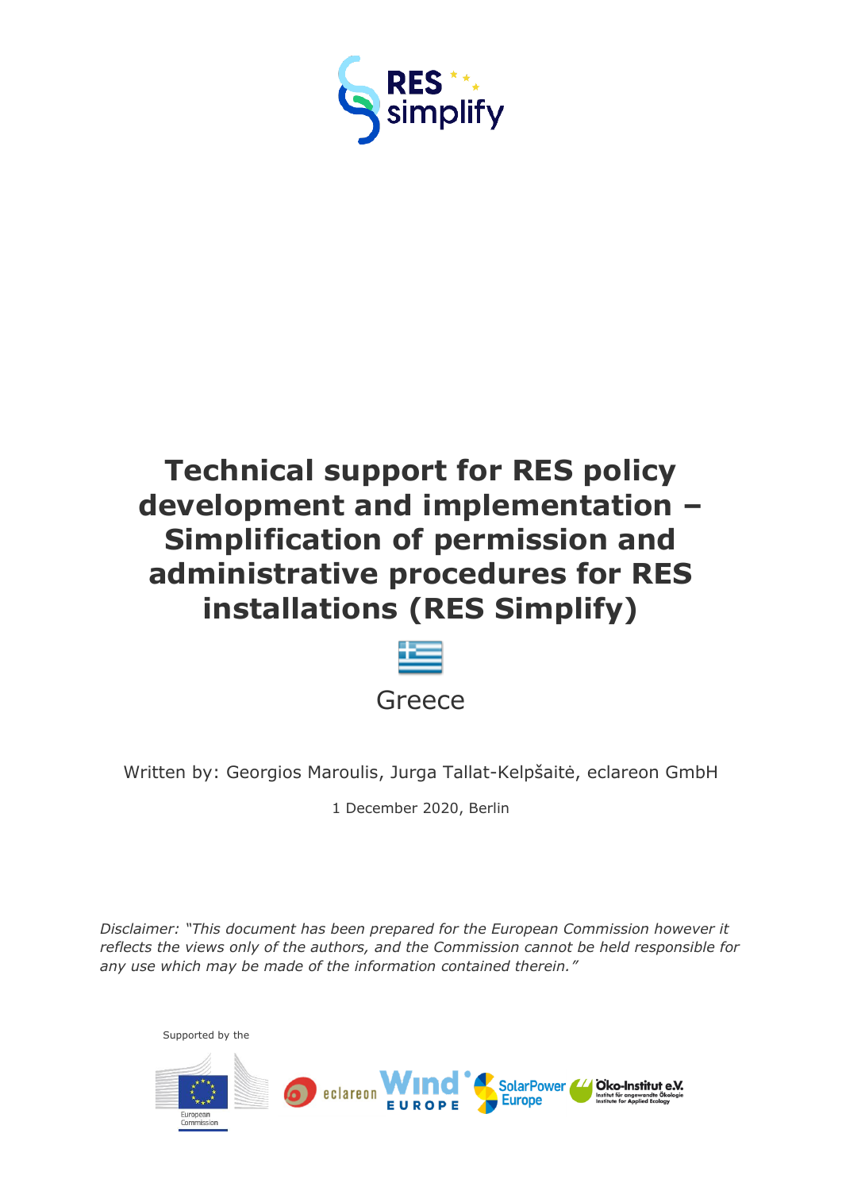# Technical support for RES policy development and implementation – Simplification of permission and administrative procedures for RES installations (RES Simplify)

Greece

Written by: Georgios Maroulis, Jurga Tallat-Kelpšaitė, eclareon GmbH

1 December 2020, Berlin

*Disclaimer: "This document has been prepared for the European Commission however it reflects the views only of the authors, and the Commission cannot be held responsible for any use which may be made of the information contained therein."*

Supported by the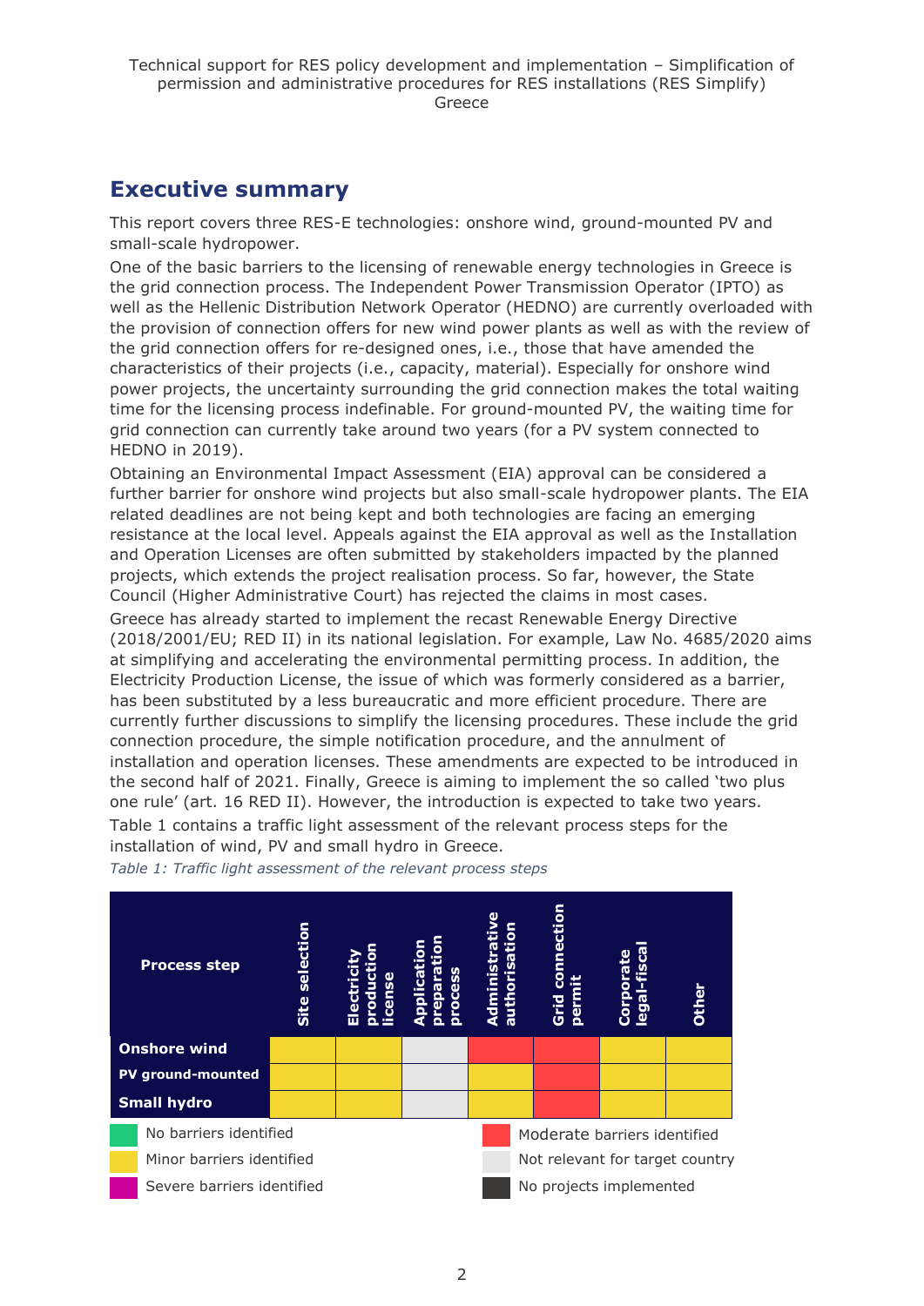## Executive summary

This report covers three RES-E technologies: onshore wind, ground-mounted PV and small-scale hydropower.

One of the basic barriers to the licensing of renewable energy technologies in Greece is the grid connection process. The Independent Power Transmission Operator (IPTO) as well as the Hellenic Distribution Network Operator (HEDNO) are currently overloaded with the provision of connection offers for new wind power plants as well as with the review of the grid connection offers for re-designed ones, i.e., those that have amended the characteristics of their projects (i.e., capacity, material). Especially for onshore wind power projects, the uncertainty surrounding the grid connection makes the total waiting time for the licensing process indefinable. For ground-mounted PV, the waiting time for grid connection can currently take around two years (for a PV system connected to HEDNO in 2019).

Obtaining an Environmental Impact Assessment (EIA) approval can be considered a further barrier for onshore wind projects but also small-scale hydropower plants. The EIA related deadlines are not being kept and both technologies are facing an emerging resistance at the local level. Appeals against the EIA approval as well as the Installation and Operation Licenses are often submitted by stakeholders impacted by the planned projects, which extends the project realisation process. So far, however, the State Council (Higher Administrative Court) has rejected the claims in most cases.

Greece has already started to implement the recast Renewable Energy Directive (2018/2001/EU; RED II) in its national legislation. For example, Law No. 4685/2020 aims at simplifying and accelerating the environmental permitting process. In addition, the Electricity Production License, the issue of which was formerly considered as a barrier, has been substituted by a less bureaucratic and more efficient procedure. There are currently further discussions to simplify the licensing procedures. These include the grid connection procedure, the simple notification procedure, and the annulment of installation and operation licenses. These amendments are expected to be introduced in the second half of 2021. Finally, Greece is aiming to implement the so called 'two plus one rule' (art. 16 RED II). However, the introduction is expected to take two years.

Table 1 contains a traffic light assessment of the relevant process steps for the installation of wind, PV and small hydro in Greece.

*Table 1: Traffic light assessment of the relevant process steps*

| Process step | Site selection | Electricity production license | Application preparation process | Administrative authorisation | Grid connection permit | Corporate legal-fiscal | Other |
|---|---|---|---|---|---|---|---|
| **Onshore wind** | Minor barriers identified | Minor barriers identified | Not relevant for target country | Moderate barriers identified | Moderate barriers identified | Minor barriers identified | Minor barriers identified |
| **PV ground-mounted** | Minor barriers identified | Minor barriers identified | Not relevant for target country | Minor barriers identified | Moderate barriers identified | Minor barriers identified | Minor barriers identified |
| **Small hydro** | Minor barriers identified | Minor barriers identified | Not relevant for target country | Minor barriers identified | Moderate barriers identified | Minor barriers identified | Minor barriers identified |

Legend: No barriers identified (green); Minor barriers identified (yellow); Severe barriers identified (magenta); Moderate barriers identified (red); Not relevant for target country (light grey); No projects implemented (dark grey)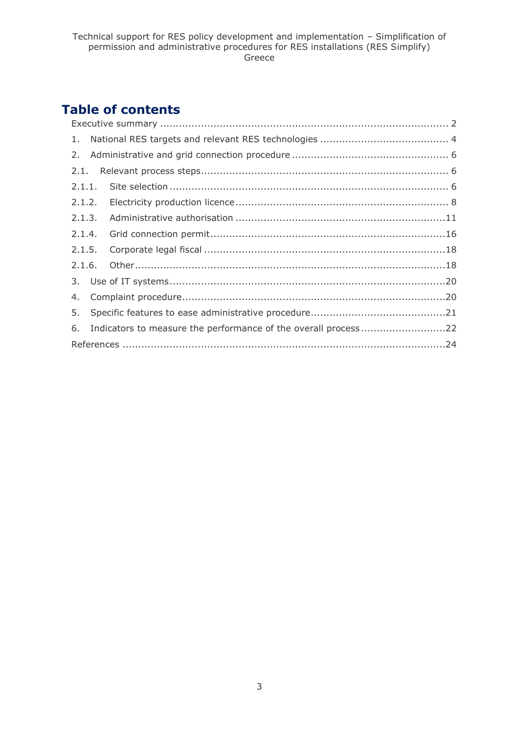# Table of contents

Executive summary ........................................................................................... 2

1. National RES targets and relevant RES technologies ......................................... 4

2. Administrative and grid connection procedure ................................................. 6

2.1. Relevant process steps.............................................................................. 6

2.1.1. Site selection ....................................................................................... 6

2.1.2. Electricity production licence.................................................................. 8

2.1.3. Administrative authorisation ..................................................................11

2.1.4. Grid connection permit..........................................................................16

2.1.5. Corporate legal fiscal ............................................................................18

2.1.6. Other..................................................................................................18

3. Use of IT systems.......................................................................................20

4. Complaint procedure....................................................................................20

5. Specific features to ease administrative procedure...........................................21

6. Indicators to measure the performance of the overall process ...........................22

References ......................................................................................................24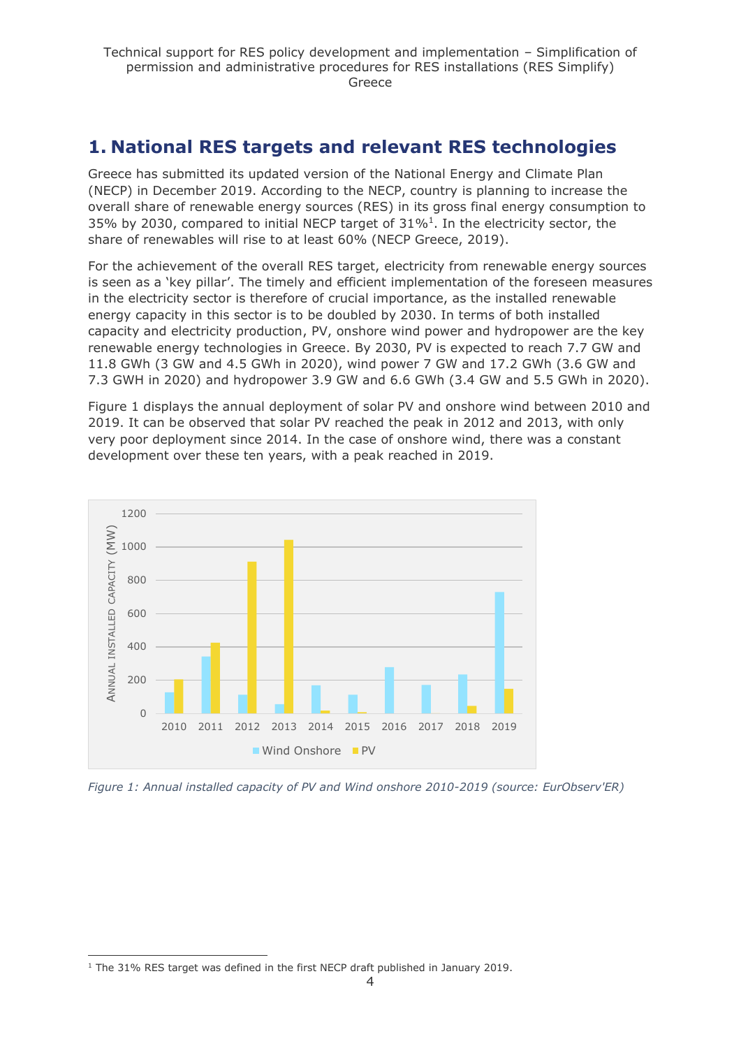# 1. National RES targets and relevant RES technologies

Greece has submitted its updated version of the National Energy and Climate Plan (NECP) in December 2019. According to the NECP, country is planning to increase the overall share of renewable energy sources (RES) in its gross final energy consumption to 35% by 2030, compared to initial NECP target of 31%[1]. In the electricity sector, the share of renewables will rise to at least 60% (NECP Greece, 2019).

For the achievement of the overall RES target, electricity from renewable energy sources is seen as a 'key pillar'. The timely and efficient implementation of the foreseen measures in the electricity sector is therefore of crucial importance, as the installed renewable energy capacity in this sector is to be doubled by 2030. In terms of both installed capacity and electricity production, PV, onshore wind power and hydropower are the key renewable energy technologies in Greece. By 2030, PV is expected to reach 7.7 GW and 11.8 GWh (3 GW and 4.5 GWh in 2020), wind power 7 GW and 17.2 GWh (3.6 GW and 7.3 GWH in 2020) and hydropower 3.9 GW and 6.6 GWh (3.4 GW and 5.5 GWh in 2020).

Figure 1 displays the annual deployment of solar PV and onshore wind between 2010 and 2019. It can be observed that solar PV reached the peak in 2012 and 2013, with only very poor deployment since 2014. In the case of onshore wind, there was a constant development over these ten years, with a peak reached in 2019.

*Figure 1: Annual installed capacity of PV and Wind onshore 2010-2019 (source: EurObserv'ER)*

[1] The 31% RES target was defined in the first NECP draft published in January 2019.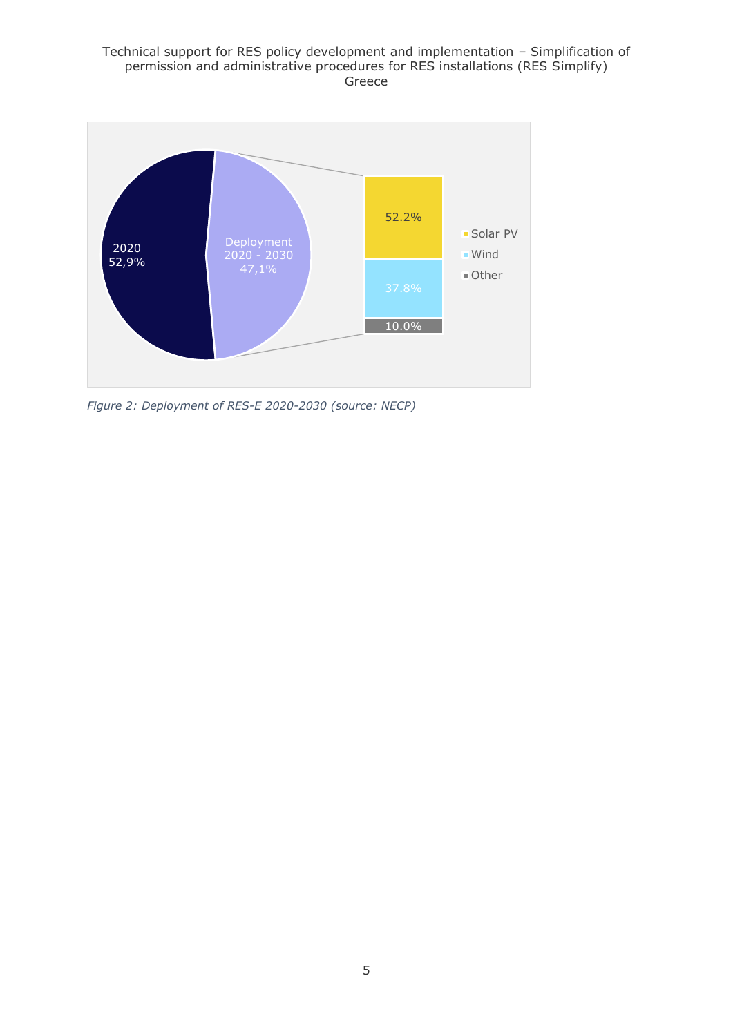2020
52,9%

Deployment
2020 - 2030
47,1%

52.2%

37.8%

10.0%

Solar PV
Wind
Other

*Figure 2: Deployment of RES-E 2020-2030 (source: NECP)*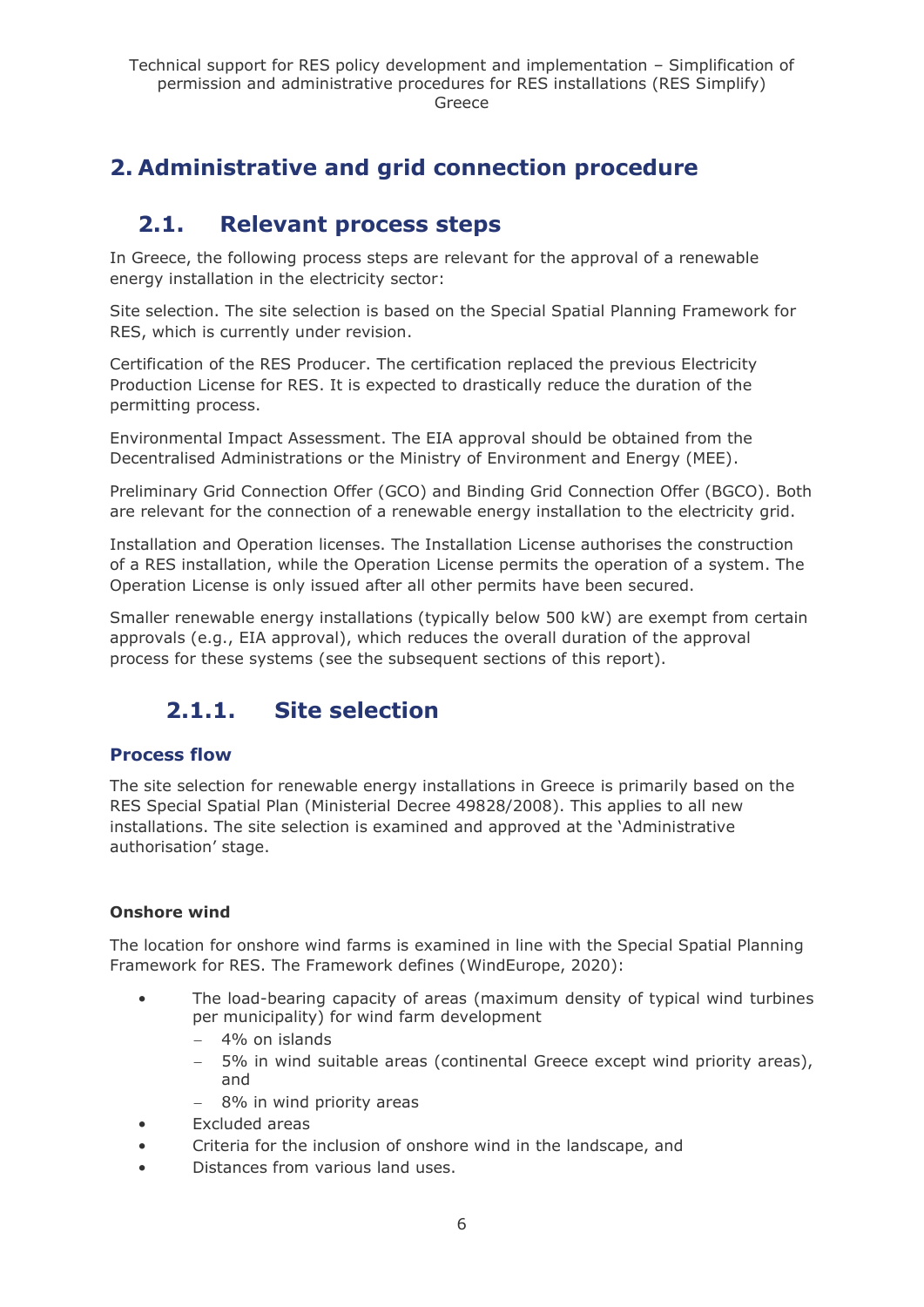## 2. Administrative and grid connection procedure

### 2.1. Relevant process steps

In Greece, the following process steps are relevant for the approval of a renewable energy installation in the electricity sector:

Site selection. The site selection is based on the Special Spatial Planning Framework for RES, which is currently under revision.

Certification of the RES Producer. The certification replaced the previous Electricity Production License for RES. It is expected to drastically reduce the duration of the permitting process.

Environmental Impact Assessment. The EIA approval should be obtained from the Decentralised Administrations or the Ministry of Environment and Energy (MEE).

Preliminary Grid Connection Offer (GCO) and Binding Grid Connection Offer (BGCO). Both are relevant for the connection of a renewable energy installation to the electricity grid.

Installation and Operation licenses. The Installation License authorises the construction of a RES installation, while the Operation License permits the operation of a system. The Operation License is only issued after all other permits have been secured.

Smaller renewable energy installations (typically below 500 kW) are exempt from certain approvals (e.g., EIA approval), which reduces the overall duration of the approval process for these systems (see the subsequent sections of this report).

#### 2.1.1. Site selection

**Process flow**

The site selection for renewable energy installations in Greece is primarily based on the RES Special Spatial Plan (Ministerial Decree 49828/2008). This applies to all new installations. The site selection is examined and approved at the 'Administrative authorisation' stage.

**Onshore wind**

The location for onshore wind farms is examined in line with the Special Spatial Planning Framework for RES. The Framework defines (WindEurope, 2020):

- The load-bearing capacity of areas (maximum density of typical wind turbines per municipality) for wind farm development
  - 4% on islands
  - 5% in wind suitable areas (continental Greece except wind priority areas), and
  - 8% in wind priority areas
- Excluded areas
- Criteria for the inclusion of onshore wind in the landscape, and
- Distances from various land uses.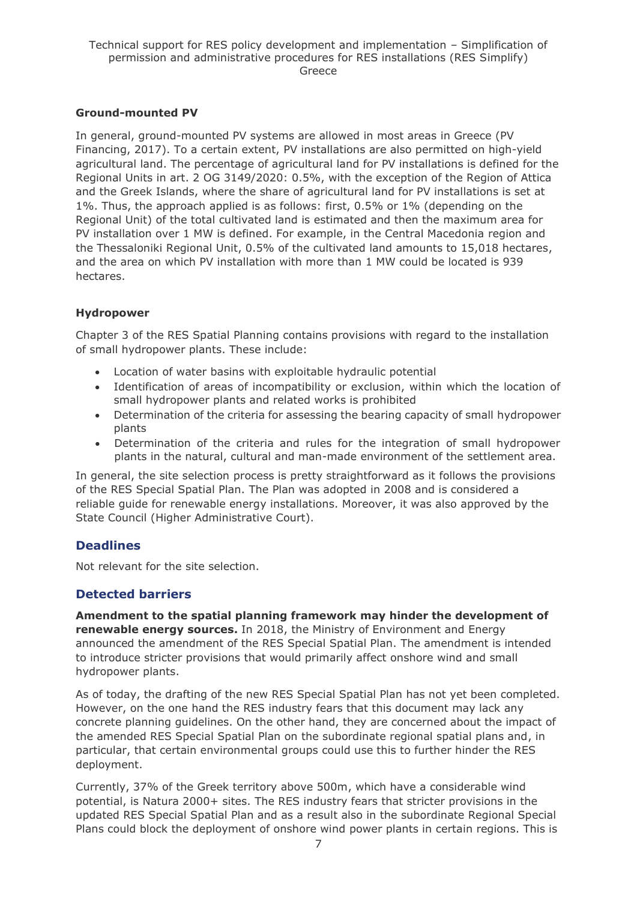### Ground-mounted PV

In general, ground-mounted PV systems are allowed in most areas in Greece (PV Financing, 2017). To a certain extent, PV installations are also permitted on high-yield agricultural land. The percentage of agricultural land for PV installations is defined for the Regional Units in art. 2 OG 3149/2020: 0.5%, with the exception of the Region of Attica and the Greek Islands, where the share of agricultural land for PV installations is set at 1%. Thus, the approach applied is as follows: first, 0.5% or 1% (depending on the Regional Unit) of the total cultivated land is estimated and then the maximum area for PV installation over 1 MW is defined. For example, in the Central Macedonia region and the Thessaloniki Regional Unit, 0.5% of the cultivated land amounts to 15,018 hectares, and the area on which PV installation with more than 1 MW could be located is 939 hectares.

### Hydropower

Chapter 3 of the RES Spatial Planning contains provisions with regard to the installation of small hydropower plants. These include:

- Location of water basins with exploitable hydraulic potential
- Identification of areas of incompatibility or exclusion, within which the location of small hydropower plants and related works is prohibited
- Determination of the criteria for assessing the bearing capacity of small hydropower plants
- Determination of the criteria and rules for the integration of small hydropower plants in the natural, cultural and man-made environment of the settlement area.

In general, the site selection process is pretty straightforward as it follows the provisions of the RES Special Spatial Plan. The Plan was adopted in 2008 and is considered a reliable guide for renewable energy installations. Moreover, it was also approved by the State Council (Higher Administrative Court).

## Deadlines

Not relevant for the site selection.

## Detected barriers

**Amendment to the spatial planning framework may hinder the development of renewable energy sources.** In 2018, the Ministry of Environment and Energy announced the amendment of the RES Special Spatial Plan. The amendment is intended to introduce stricter provisions that would primarily affect onshore wind and small hydropower plants.

As of today, the drafting of the new RES Special Spatial Plan has not yet been completed. However, on the one hand the RES industry fears that this document may lack any concrete planning guidelines. On the other hand, they are concerned about the impact of the amended RES Special Spatial Plan on the subordinate regional spatial plans and, in particular, that certain environmental groups could use this to further hinder the RES deployment.

Currently, 37% of the Greek territory above 500m, which have a considerable wind potential, is Natura 2000+ sites. The RES industry fears that stricter provisions in the updated RES Special Spatial Plan and as a result also in the subordinate Regional Special Plans could block the deployment of onshore wind power plants in certain regions. This is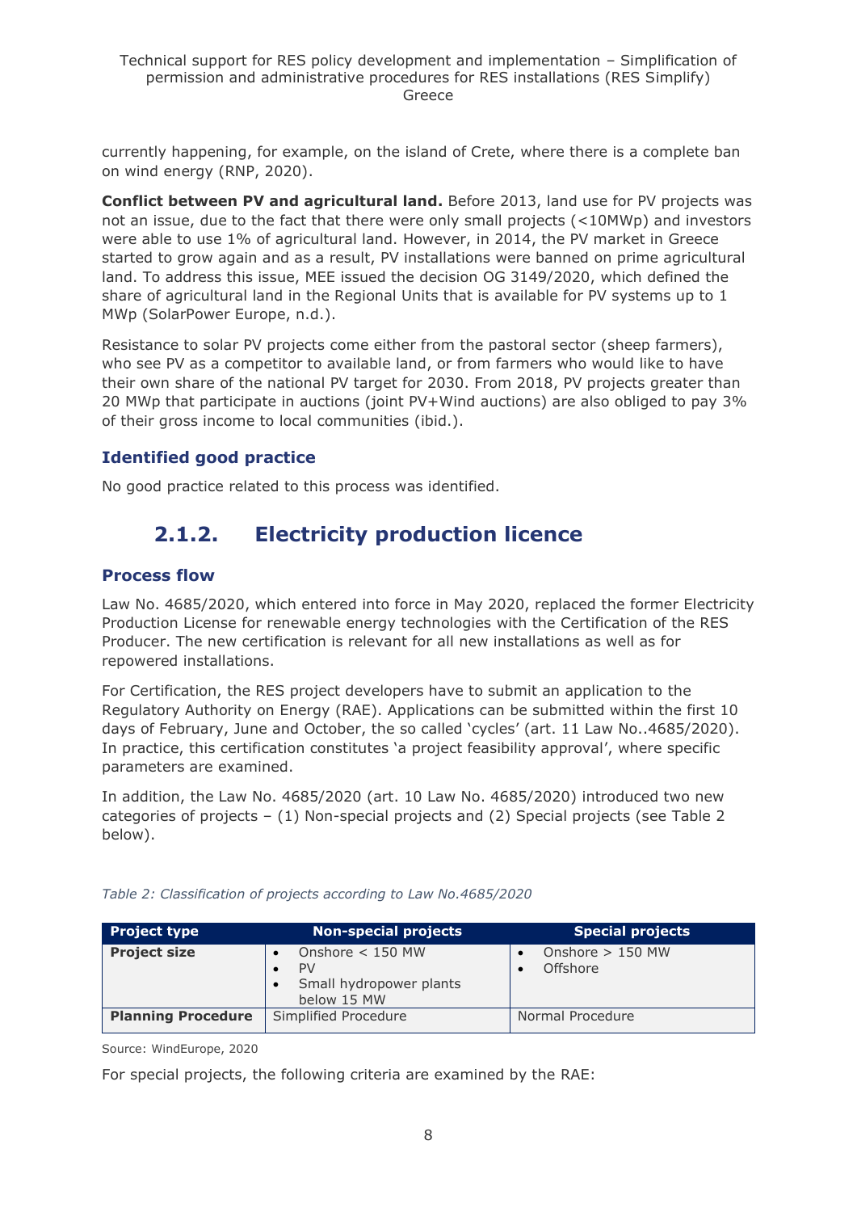currently happening, for example, on the island of Crete, where there is a complete ban on wind energy (RNP, 2020).

**Conflict between PV and agricultural land.** Before 2013, land use for PV projects was not an issue, due to the fact that there were only small projects (<10MWp) and investors were able to use 1% of agricultural land. However, in 2014, the PV market in Greece started to grow again and as a result, PV installations were banned on prime agricultural land. To address this issue, MEE issued the decision OG 3149/2020, which defined the share of agricultural land in the Regional Units that is available for PV systems up to 1 MWp (SolarPower Europe, n.d.).

Resistance to solar PV projects come either from the pastoral sector (sheep farmers), who see PV as a competitor to available land, or from farmers who would like to have their own share of the national PV target for 2030. From 2018, PV projects greater than 20 MWp that participate in auctions (joint PV+Wind auctions) are also obliged to pay 3% of their gross income to local communities (ibid.).

### Identified good practice

No good practice related to this process was identified.

## 2.1.2. Electricity production licence

### Process flow

Law No. 4685/2020, which entered into force in May 2020, replaced the former Electricity Production License for renewable energy technologies with the Certification of the RES Producer. The new certification is relevant for all new installations as well as for repowered installations.

For Certification, the RES project developers have to submit an application to the Regulatory Authority on Energy (RAE). Applications can be submitted within the first 10 days of February, June and October, the so called 'cycles' (art. 11 Law No..4685/2020). In practice, this certification constitutes 'a project feasibility approval', where specific parameters are examined.

In addition, the Law No. 4685/2020 (art. 10 Law No. 4685/2020) introduced two new categories of projects – (1) Non-special projects and (2) Special projects (see Table 2 below).

*Table 2: Classification of projects according to Law No.4685/2020*

| Project type | Non-special projects | Special projects |
|---|---|---|
| **Project size** | • Onshore < 150 MW<br>• PV<br>• Small hydropower plants below 15 MW | • Onshore > 150 MW<br>• Offshore |
| **Planning Procedure** | Simplified Procedure | Normal Procedure |

Source: WindEurope, 2020

For special projects, the following criteria are examined by the RAE: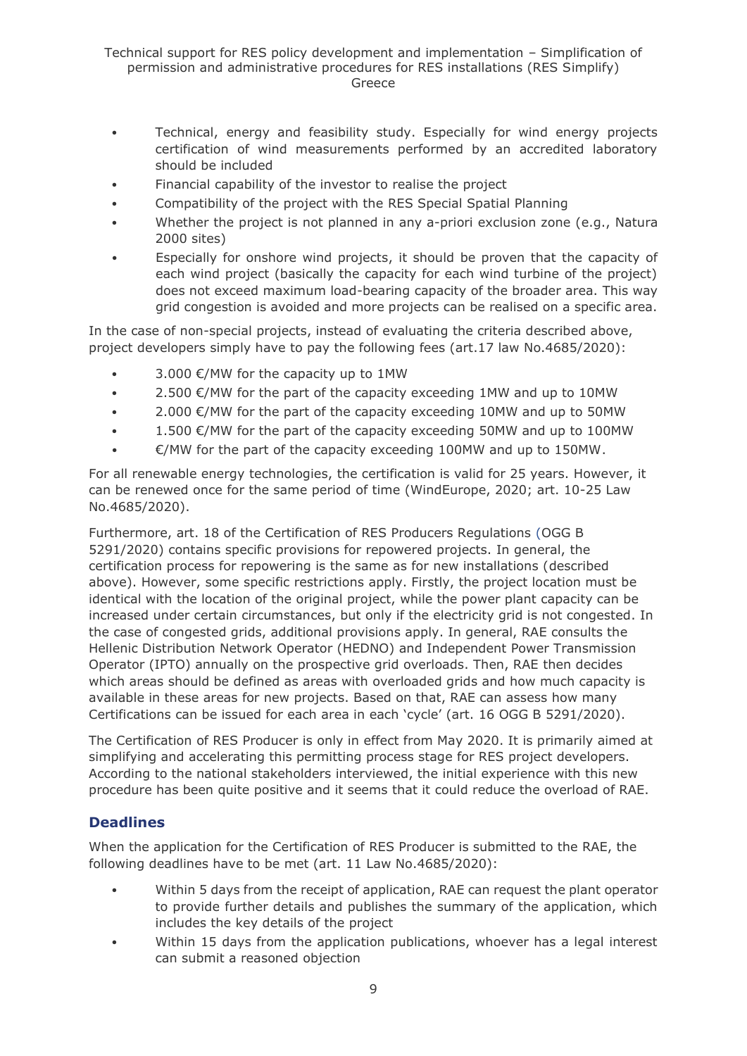- Technical, energy and feasibility study. Especially for wind energy projects certification of wind measurements performed by an accredited laboratory should be included
- Financial capability of the investor to realise the project
- Compatibility of the project with the RES Special Spatial Planning
- Whether the project is not planned in any a-priori exclusion zone (e.g., Natura 2000 sites)
- Especially for onshore wind projects, it should be proven that the capacity of each wind project (basically the capacity for each wind turbine of the project) does not exceed maximum load-bearing capacity of the broader area. This way grid congestion is avoided and more projects can be realised on a specific area.

In the case of non-special projects, instead of evaluating the criteria described above, project developers simply have to pay the following fees (art.17 law No.4685/2020):

- 3.000 €/MW for the capacity up to 1MW
- 2.500 €/MW for the part of the capacity exceeding 1MW and up to 10MW
- 2.000 €/MW for the part of the capacity exceeding 10MW and up to 50MW
- 1.500 €/MW for the part of the capacity exceeding 50MW and up to 100MW
- €/MW for the part of the capacity exceeding 100MW and up to 150MW.

For all renewable energy technologies, the certification is valid for 25 years. However, it can be renewed once for the same period of time (WindEurope, 2020; art. 10-25 Law No.4685/2020).

Furthermore, art. 18 of the Certification of RES Producers Regulations (OGG B 5291/2020) contains specific provisions for repowered projects. In general, the certification process for repowering is the same as for new installations (described above). However, some specific restrictions apply. Firstly, the project location must be identical with the location of the original project, while the power plant capacity can be increased under certain circumstances, but only if the electricity grid is not congested. In the case of congested grids, additional provisions apply. In general, RAE consults the Hellenic Distribution Network Operator (HEDNO) and Independent Power Transmission Operator (IPTO) annually on the prospective grid overloads. Then, RAE then decides which areas should be defined as areas with overloaded grids and how much capacity is available in these areas for new projects. Based on that, RAE can assess how many Certifications can be issued for each area in each 'cycle' (art. 16 OGG B 5291/2020).

The Certification of RES Producer is only in effect from May 2020. It is primarily aimed at simplifying and accelerating this permitting process stage for RES project developers. According to the national stakeholders interviewed, the initial experience with this new procedure has been quite positive and it seems that it could reduce the overload of RAE.

## Deadlines

When the application for the Certification of RES Producer is submitted to the RAE, the following deadlines have to be met (art. 11 Law No.4685/2020):

- Within 5 days from the receipt of application, RAE can request the plant operator to provide further details and publishes the summary of the application, which includes the key details of the project
- Within 15 days from the application publications, whoever has a legal interest can submit a reasoned objection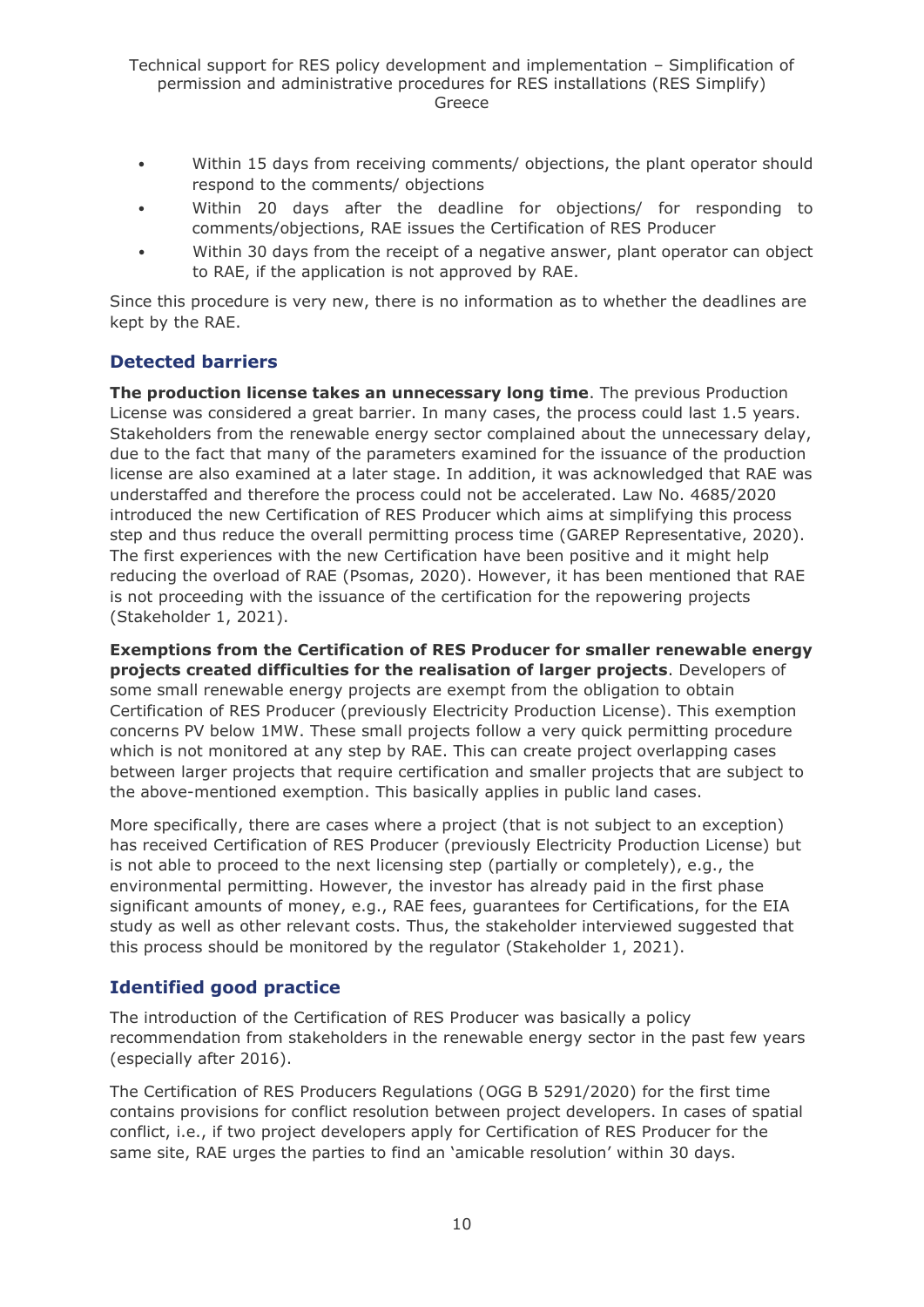- Within 15 days from receiving comments/ objections, the plant operator should respond to the comments/ objections
- Within 20 days after the deadline for objections/ for responding to comments/objections, RAE issues the Certification of RES Producer
- Within 30 days from the receipt of a negative answer, plant operator can object to RAE, if the application is not approved by RAE.

Since this procedure is very new, there is no information as to whether the deadlines are kept by the RAE.

### Detected barriers

**The production license takes an unnecessary long time**. The previous Production License was considered a great barrier. In many cases, the process could last 1.5 years. Stakeholders from the renewable energy sector complained about the unnecessary delay, due to the fact that many of the parameters examined for the issuance of the production license are also examined at a later stage. In addition, it was acknowledged that RAE was understaffed and therefore the process could not be accelerated. Law No. 4685/2020 introduced the new Certification of RES Producer which aims at simplifying this process step and thus reduce the overall permitting process time (GAREP Representative, 2020). The first experiences with the new Certification have been positive and it might help reducing the overload of RAE (Psomas, 2020). However, it has been mentioned that RAE is not proceeding with the issuance of the certification for the repowering projects (Stakeholder 1, 2021).

**Exemptions from the Certification of RES Producer for smaller renewable energy projects created difficulties for the realisation of larger projects**. Developers of some small renewable energy projects are exempt from the obligation to obtain Certification of RES Producer (previously Electricity Production License). This exemption concerns PV below 1MW. These small projects follow a very quick permitting procedure which is not monitored at any step by RAE. This can create project overlapping cases between larger projects that require certification and smaller projects that are subject to the above-mentioned exemption. This basically applies in public land cases.

More specifically, there are cases where a project (that is not subject to an exception) has received Certification of RES Producer (previously Electricity Production License) but is not able to proceed to the next licensing step (partially or completely), e.g., the environmental permitting. However, the investor has already paid in the first phase significant amounts of money, e.g., RAE fees, guarantees for Certifications, for the EIA study as well as other relevant costs. Thus, the stakeholder interviewed suggested that this process should be monitored by the regulator (Stakeholder 1, 2021).

### Identified good practice

The introduction of the Certification of RES Producer was basically a policy recommendation from stakeholders in the renewable energy sector in the past few years (especially after 2016).

The Certification of RES Producers Regulations (OGG B 5291/2020) for the first time contains provisions for conflict resolution between project developers. In cases of spatial conflict, i.e., if two project developers apply for Certification of RES Producer for the same site, RAE urges the parties to find an 'amicable resolution' within 30 days.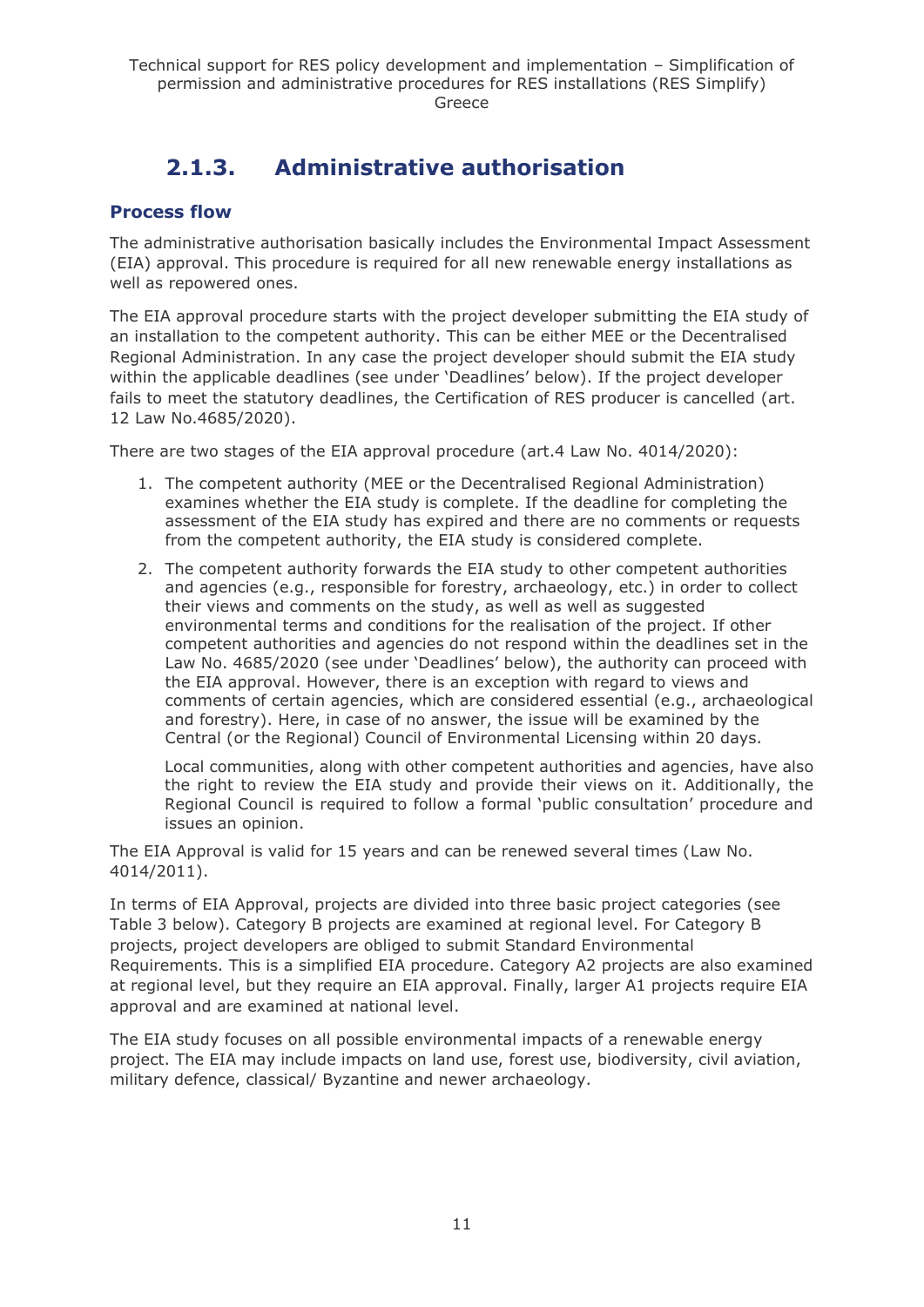## 2.1.3. Administrative authorisation

### Process flow

The administrative authorisation basically includes the Environmental Impact Assessment (EIA) approval. This procedure is required for all new renewable energy installations as well as repowered ones.

The EIA approval procedure starts with the project developer submitting the EIA study of an installation to the competent authority. This can be either MEE or the Decentralised Regional Administration. In any case the project developer should submit the EIA study within the applicable deadlines (see under 'Deadlines' below). If the project developer fails to meet the statutory deadlines, the Certification of RES producer is cancelled (art. 12 Law No.4685/2020).

There are two stages of the EIA approval procedure (art.4 Law No. 4014/2020):

1. The competent authority (MEE or the Decentralised Regional Administration) examines whether the EIA study is complete. If the deadline for completing the assessment of the EIA study has expired and there are no comments or requests from the competent authority, the EIA study is considered complete.
2. The competent authority forwards the EIA study to other competent authorities and agencies (e.g., responsible for forestry, archaeology, etc.) in order to collect their views and comments on the study, as well as well as suggested environmental terms and conditions for the realisation of the project. If other competent authorities and agencies do not respond within the deadlines set in the Law No. 4685/2020 (see under 'Deadlines' below), the authority can proceed with the EIA approval. However, there is an exception with regard to views and comments of certain agencies, which are considered essential (e.g., archaeological and forestry). Here, in case of no answer, the issue will be examined by the Central (or the Regional) Council of Environmental Licensing within 20 days.

   Local communities, along with other competent authorities and agencies, have also the right to review the EIA study and provide their views on it. Additionally, the Regional Council is required to follow a formal 'public consultation' procedure and issues an opinion.

The EIA Approval is valid for 15 years and can be renewed several times (Law No. 4014/2011).

In terms of EIA Approval, projects are divided into three basic project categories (see Table 3 below). Category B projects are examined at regional level. For Category B projects, project developers are obliged to submit Standard Environmental Requirements. This is a simplified EIA procedure. Category A2 projects are also examined at regional level, but they require an EIA approval. Finally, larger A1 projects require EIA approval and are examined at national level.

The EIA study focuses on all possible environmental impacts of a renewable energy project. The EIA may include impacts on land use, forest use, biodiversity, civil aviation, military defence, classical/ Byzantine and newer archaeology.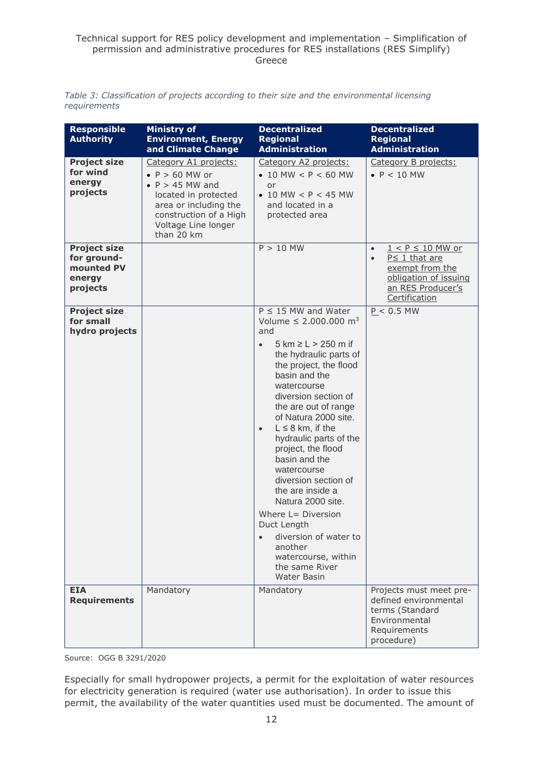*Table 3: Classification of projects according to their size and the environmental licensing requirements*

| Responsible Authority | Ministry of Environment, Energy and Climate Change | Decentralized Regional Administration | Decentralized Regional Administration |
|---|---|---|---|
| **Project size for wind energy projects** | Category A1 projects:<br>• P > 60 MW or<br>• P > 45 MW and located in protected area or including the construction of a High Voltage Line longer than 20 km | Category A2 projects:<br>• 10 MW < P < 60 MW or<br>• 10 MW < P < 45 MW and located in a protected area | Category B projects:<br>• P < 10 MW |
| **Project size for ground-mounted PV energy projects** | | P > 10 MW | • 1 < P ≤ 10 MW or<br>• P≤ 1 that are exempt from the obligation of issuing an RES Producer's Certification |
| **Project size for small hydro projects** | | P ≤ 15 MW and Water Volume ≤ 2.000.000 m$^3$ and<br>• 5 km ≥ L > 250 m if the hydraulic parts of the project, the flood basin and the watercourse diversion section of the are out of range of Natura 2000 site.<br>• L ≤ 8 km, if the hydraulic parts of the project, the flood basin and the watercourse diversion section of the are inside a Natura 2000 site.<br>Where L= Diversion Duct Length<br>• diversion of water to another watercourse, within the same River Water Basin | P < 0.5 MW |
| **EIA Requirements** | Mandatory | Mandatory | Projects must meet pre-defined environmental terms (Standard Environmental Requirements procedure) |

Source: OGG B 3291/2020

Especially for small hydropower projects, a permit for the exploitation of water resources for electricity generation is required (water use authorisation). In order to issue this permit, the availability of the water quantities used must be documented. The amount of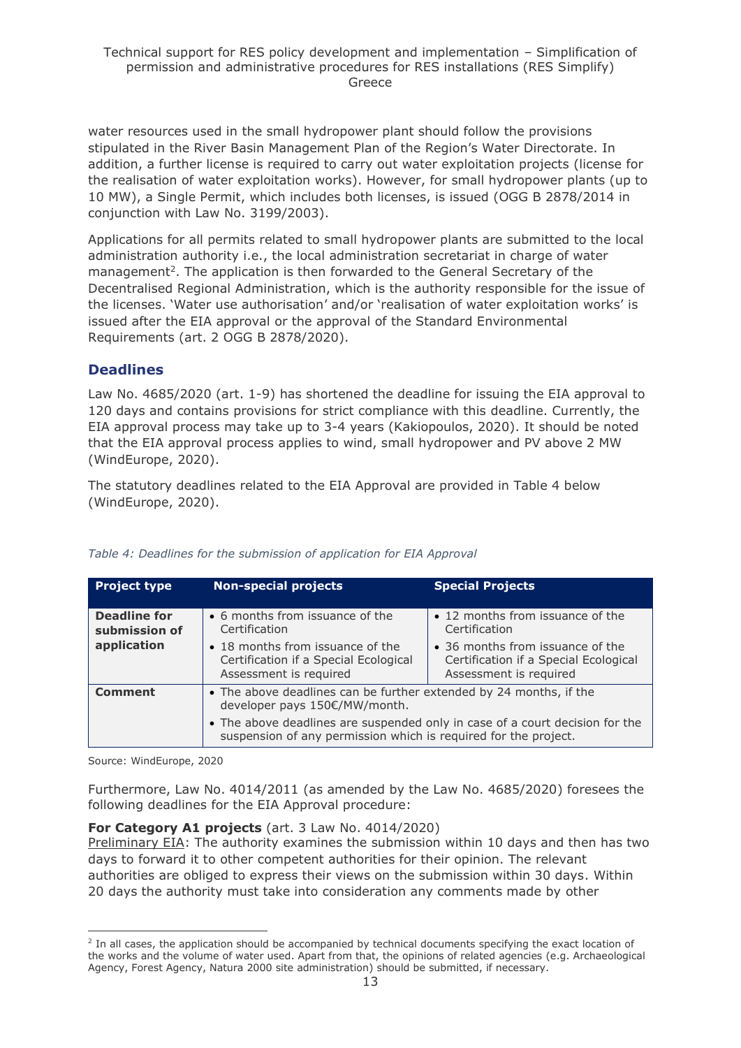water resources used in the small hydropower plant should follow the provisions stipulated in the River Basin Management Plan of the Region's Water Directorate. In addition, a further license is required to carry out water exploitation projects (license for the realisation of water exploitation works). However, for small hydropower plants (up to 10 MW), a Single Permit, which includes both licenses, is issued (OGG B 2878/2014 in conjunction with Law No. 3199/2003).

Applications for all permits related to small hydropower plants are submitted to the local administration authority i.e., the local administration secretariat in charge of water management[2]. The application is then forwarded to the General Secretary of the Decentralised Regional Administration, which is the authority responsible for the issue of the licenses. 'Water use authorisation' and/or 'realisation of water exploitation works' is issued after the EIA approval or the approval of the Standard Environmental Requirements (art. 2 OGG B 2878/2020).

## Deadlines

Law No. 4685/2020 (art. 1-9) has shortened the deadline for issuing the EIA approval to 120 days and contains provisions for strict compliance with this deadline. Currently, the EIA approval process may take up to 3-4 years (Kakiopoulos, 2020). It should be noted that the EIA approval process applies to wind, small hydropower and PV above 2 MW (WindEurope, 2020).

The statutory deadlines related to the EIA Approval are provided in Table 4 below (WindEurope, 2020).

*Table 4: Deadlines for the submission of application for EIA Approval*

| Project type | Non-special projects | Special Projects |
| --- | --- | --- |
| **Deadline for submission of application** | • 6 months from issuance of the Certification<br>• 18 months from issuance of the Certification if a Special Ecological Assessment is required | • 12 months from issuance of the Certification<br>• 36 months from issuance of the Certification if a Special Ecological Assessment is required |
| **Comment** | • The above deadlines can be further extended by 24 months, if the developer pays 150€/MW/month.<br>• The above deadlines are suspended only in case of a court decision for the suspension of any permission which is required for the project. | |

Source: WindEurope, 2020

Furthermore, Law No. 4014/2011 (as amended by the Law No. 4685/2020) foresees the following deadlines for the EIA Approval procedure:

**For Category A1 projects** (art. 3 Law No. 4014/2020)
Preliminary EIA: The authority examines the submission within 10 days and then has two days to forward it to other competent authorities for their opinion. The relevant authorities are obliged to express their views on the submission within 30 days. Within 20 days the authority must take into consideration any comments made by other

[2] In all cases, the application should be accompanied by technical documents specifying the exact location of the works and the volume of water used. Apart from that, the opinions of related agencies (e.g. Archaeological Agency, Forest Agency, Natura 2000 site administration) should be submitted, if necessary.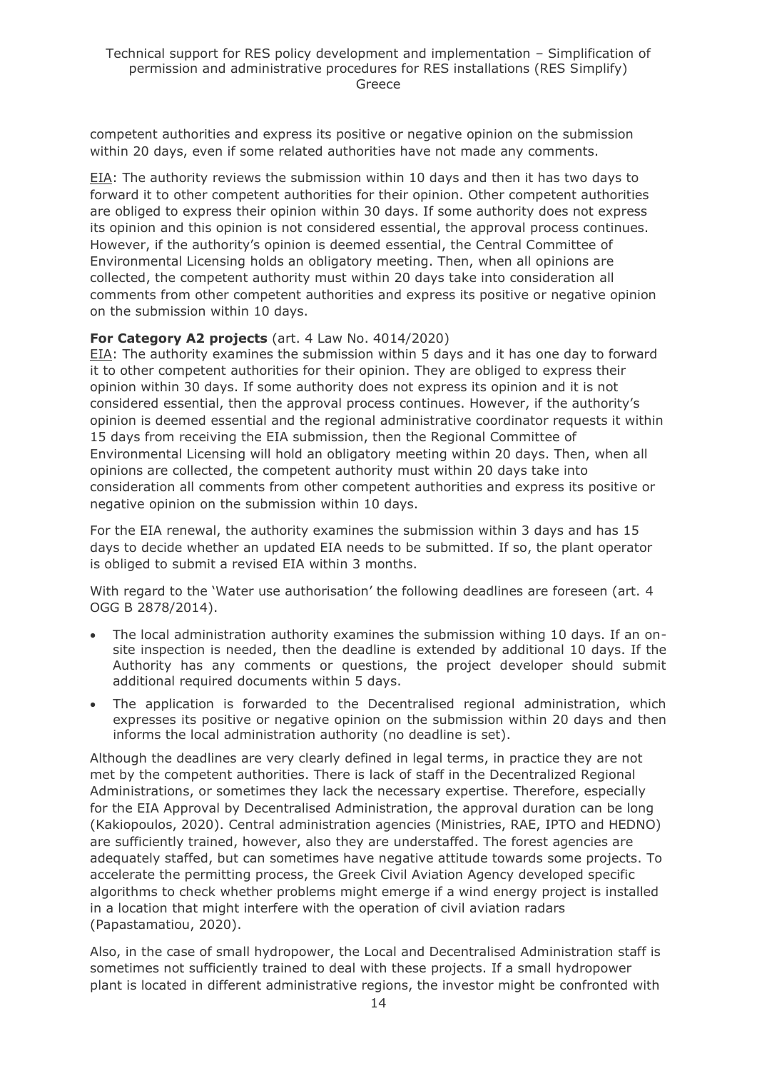competent authorities and express its positive or negative opinion on the submission within 20 days, even if some related authorities have not made any comments.

EIA: The authority reviews the submission within 10 days and then it has two days to forward it to other competent authorities for their opinion. Other competent authorities are obliged to express their opinion within 30 days. If some authority does not express its opinion and this opinion is not considered essential, the approval process continues. However, if the authority's opinion is deemed essential, the Central Committee of Environmental Licensing holds an obligatory meeting. Then, when all opinions are collected, the competent authority must within 20 days take into consideration all comments from other competent authorities and express its positive or negative opinion on the submission within 10 days.

**For Category A2 projects** (art. 4 Law No. 4014/2020)

EIA: The authority examines the submission within 5 days and it has one day to forward it to other competent authorities for their opinion. They are obliged to express their opinion within 30 days. If some authority does not express its opinion and it is not considered essential, then the approval process continues. However, if the authority's opinion is deemed essential and the regional administrative coordinator requests it within 15 days from receiving the EIA submission, then the Regional Committee of Environmental Licensing will hold an obligatory meeting within 20 days. Then, when all opinions are collected, the competent authority must within 20 days take into consideration all comments from other competent authorities and express its positive or negative opinion on the submission within 10 days.

For the EIA renewal, the authority examines the submission within 3 days and has 15 days to decide whether an updated EIA needs to be submitted. If so, the plant operator is obliged to submit a revised EIA within 3 months.

With regard to the 'Water use authorisation' the following deadlines are foreseen (art. 4 OGG B 2878/2014).

- The local administration authority examines the submission withing 10 days. If an on-site inspection is needed, then the deadline is extended by additional 10 days. If the Authority has any comments or questions, the project developer should submit additional required documents within 5 days.
- The application is forwarded to the Decentralised regional administration, which expresses its positive or negative opinion on the submission within 20 days and then informs the local administration authority (no deadline is set).

Although the deadlines are very clearly defined in legal terms, in practice they are not met by the competent authorities. There is lack of staff in the Decentralized Regional Administrations, or sometimes they lack the necessary expertise. Therefore, especially for the EIA Approval by Decentralised Administration, the approval duration can be long (Kakiopoulos, 2020). Central administration agencies (Ministries, RAE, IPTO and HEDNO) are sufficiently trained, however, also they are understaffed. The forest agencies are adequately staffed, but can sometimes have negative attitude towards some projects. To accelerate the permitting process, the Greek Civil Aviation Agency developed specific algorithms to check whether problems might emerge if a wind energy project is installed in a location that might interfere with the operation of civil aviation radars (Papastamatiou, 2020).

Also, in the case of small hydropower, the Local and Decentralised Administration staff is sometimes not sufficiently trained to deal with these projects. If a small hydropower plant is located in different administrative regions, the investor might be confronted with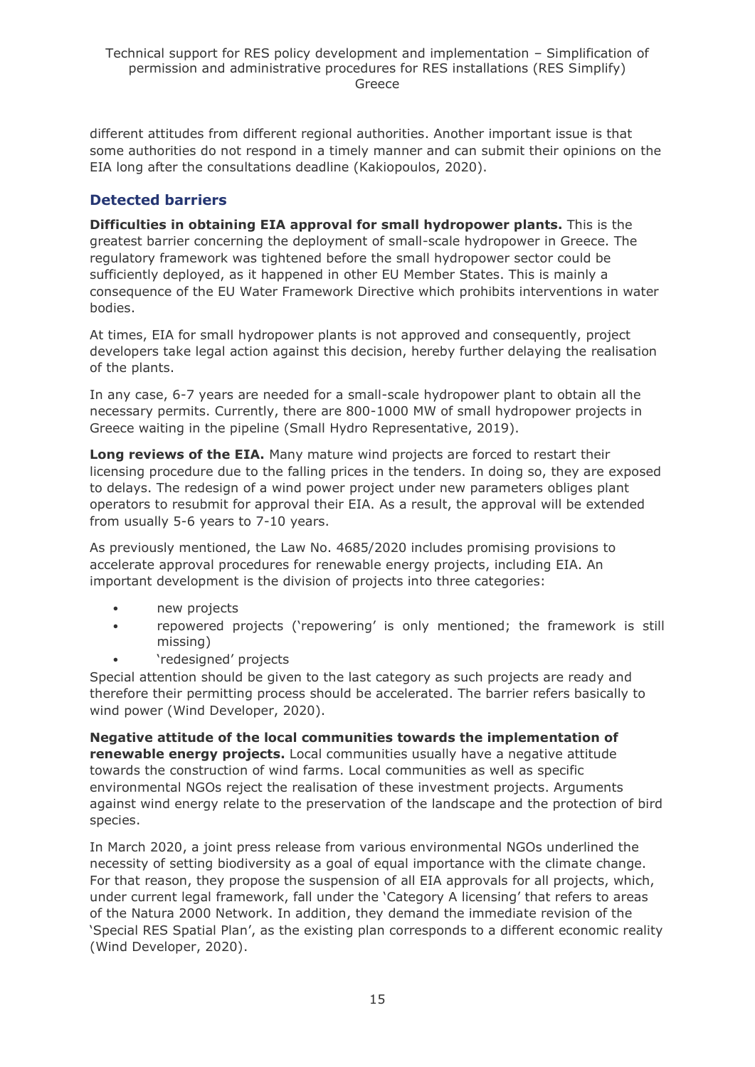different attitudes from different regional authorities. Another important issue is that some authorities do not respond in a timely manner and can submit their opinions on the EIA long after the consultations deadline (Kakiopoulos, 2020).

## Detected barriers

**Difficulties in obtaining EIA approval for small hydropower plants.** This is the greatest barrier concerning the deployment of small-scale hydropower in Greece. The regulatory framework was tightened before the small hydropower sector could be sufficiently deployed, as it happened in other EU Member States. This is mainly a consequence of the EU Water Framework Directive which prohibits interventions in water bodies.

At times, EIA for small hydropower plants is not approved and consequently, project developers take legal action against this decision, hereby further delaying the realisation of the plants.

In any case, 6-7 years are needed for a small-scale hydropower plant to obtain all the necessary permits. Currently, there are 800-1000 MW of small hydropower projects in Greece waiting in the pipeline (Small Hydro Representative, 2019).

**Long reviews of the EIA.** Many mature wind projects are forced to restart their licensing procedure due to the falling prices in the tenders. In doing so, they are exposed to delays. The redesign of a wind power project under new parameters obliges plant operators to resubmit for approval their EIA. As a result, the approval will be extended from usually 5-6 years to 7-10 years.

As previously mentioned, the Law No. 4685/2020 includes promising provisions to accelerate approval procedures for renewable energy projects, including EIA. An important development is the division of projects into three categories:

- new projects
- repowered projects ('repowering' is only mentioned; the framework is still missing)
- 'redesigned' projects

Special attention should be given to the last category as such projects are ready and therefore their permitting process should be accelerated. The barrier refers basically to wind power (Wind Developer, 2020).

**Negative attitude of the local communities towards the implementation of renewable energy projects.** Local communities usually have a negative attitude towards the construction of wind farms. Local communities as well as specific environmental NGOs reject the realisation of these investment projects. Arguments against wind energy relate to the preservation of the landscape and the protection of bird species.

In March 2020, a joint press release from various environmental NGOs underlined the necessity of setting biodiversity as a goal of equal importance with the climate change. For that reason, they propose the suspension of all EIA approvals for all projects, which, under current legal framework, fall under the 'Category A licensing' that refers to areas of the Natura 2000 Network. In addition, they demand the immediate revision of the 'Special RES Spatial Plan', as the existing plan corresponds to a different economic reality (Wind Developer, 2020).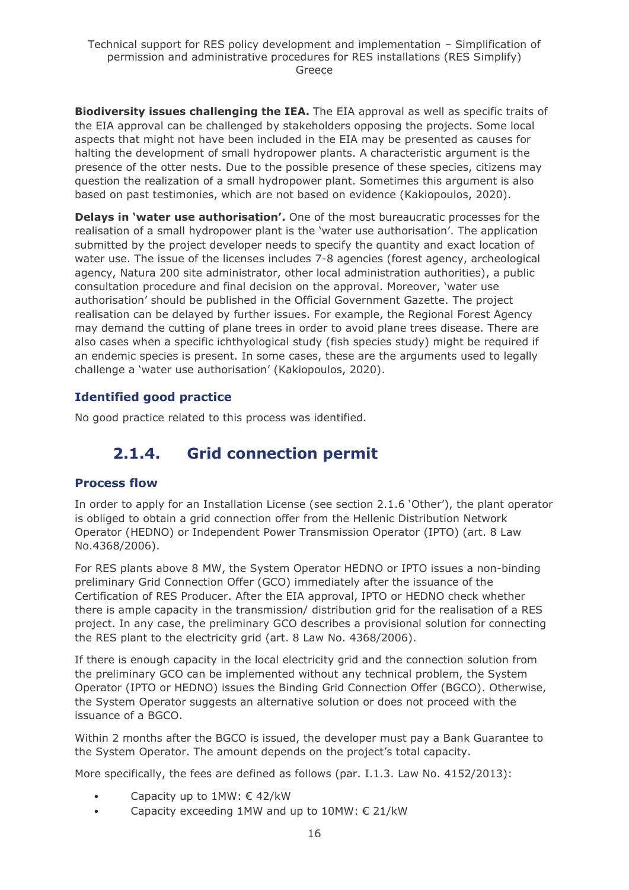**Biodiversity issues challenging the IEA.** The EIA approval as well as specific traits of the EIA approval can be challenged by stakeholders opposing the projects. Some local aspects that might not have been included in the EIA may be presented as causes for halting the development of small hydropower plants. A characteristic argument is the presence of the otter nests. Due to the possible presence of these species, citizens may question the realization of a small hydropower plant. Sometimes this argument is also based on past testimonies, which are not based on evidence (Kakiopoulos, 2020).

**Delays in 'water use authorisation'.** One of the most bureaucratic processes for the realisation of a small hydropower plant is the 'water use authorisation'. The application submitted by the project developer needs to specify the quantity and exact location of water use. The issue of the licenses includes 7-8 agencies (forest agency, archeological agency, Natura 200 site administrator, other local administration authorities), a public consultation procedure and final decision on the approval. Moreover, 'water use authorisation' should be published in the Official Government Gazette. The project realisation can be delayed by further issues. For example, the Regional Forest Agency may demand the cutting of plane trees in order to avoid plane trees disease. There are also cases when a specific ichthyological study (fish species study) might be required if an endemic species is present. In some cases, these are the arguments used to legally challenge a 'water use authorisation' (Kakiopoulos, 2020).

### Identified good practice

No good practice related to this process was identified.

## 2.1.4. Grid connection permit

### Process flow

In order to apply for an Installation License (see section 2.1.6 'Other'), the plant operator is obliged to obtain a grid connection offer from the Hellenic Distribution Network Operator (HEDNO) or Independent Power Transmission Operator (IPTO) (art. 8 Law No.4368/2006).

For RES plants above 8 MW, the System Operator HEDNO or IPTO issues a non-binding preliminary Grid Connection Offer (GCO) immediately after the issuance of the Certification of RES Producer. After the EIA approval, IPTO or HEDNO check whether there is ample capacity in the transmission/ distribution grid for the realisation of a RES project. In any case, the preliminary GCO describes a provisional solution for connecting the RES plant to the electricity grid (art. 8 Law No. 4368/2006).

If there is enough capacity in the local electricity grid and the connection solution from the preliminary GCO can be implemented without any technical problem, the System Operator (IPTO or HEDNO) issues the Binding Grid Connection Offer (BGCO). Otherwise, the System Operator suggests an alternative solution or does not proceed with the issuance of a BGCO.

Within 2 months after the BGCO is issued, the developer must pay a Bank Guarantee to the System Operator. The amount depends on the project's total capacity.

More specifically, the fees are defined as follows (par. I.1.3. Law No. 4152/2013):

- Capacity up to 1MW: € 42/kW
- Capacity exceeding 1MW and up to 10MW: € 21/kW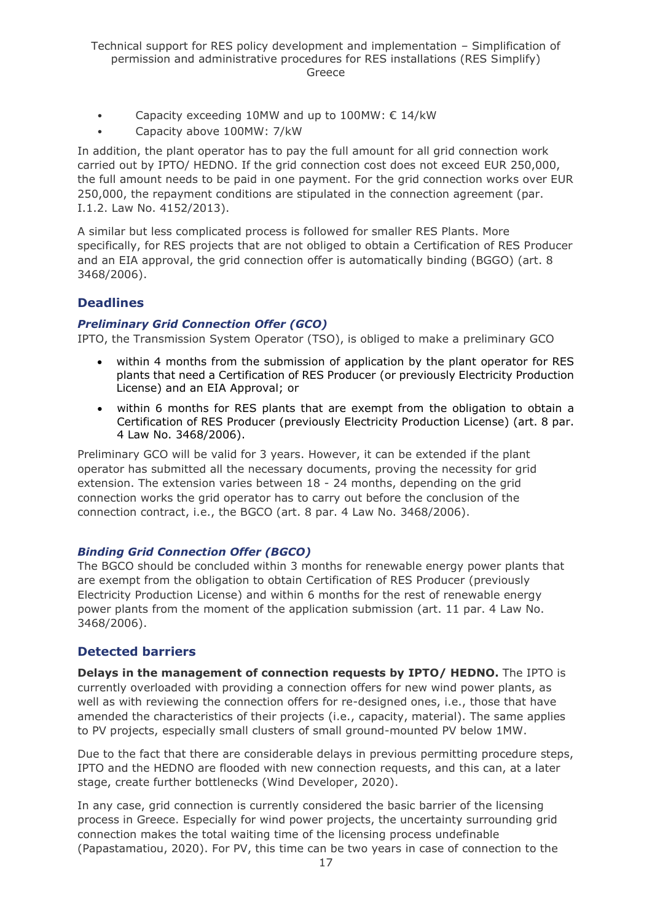- Capacity exceeding 10MW and up to 100MW: € 14/kW
- Capacity above 100MW: 7/kW

In addition, the plant operator has to pay the full amount for all grid connection work carried out by IPTO/ HEDNO. If the grid connection cost does not exceed EUR 250,000, the full amount needs to be paid in one payment. For the grid connection works over EUR 250,000, the repayment conditions are stipulated in the connection agreement (par. I.1.2. Law No. 4152/2013).

A similar but less complicated process is followed for smaller RES Plants. More specifically, for RES projects that are not obliged to obtain a Certification of RES Producer and an EIA approval, the grid connection offer is automatically binding (BGGO) (art. 8 3468/2006).

## Deadlines

### *Preliminary Grid Connection Offer (GCO)*

IPTO, the Transmission System Operator (TSO), is obliged to make a preliminary GCO

- within 4 months from the submission of application by the plant operator for RES plants that need a Certification of RES Producer (or previously Electricity Production License) and an EIA Approval; or
- within 6 months for RES plants that are exempt from the obligation to obtain a Certification of RES Producer (previously Electricity Production License) (art. 8 par. 4 Law No. 3468/2006).

Preliminary GCO will be valid for 3 years. However, it can be extended if the plant operator has submitted all the necessary documents, proving the necessity for grid extension. The extension varies between 18 - 24 months, depending on the grid connection works the grid operator has to carry out before the conclusion of the connection contract, i.e., the BGCO (art. 8 par. 4 Law No. 3468/2006).

### *Binding Grid Connection Offer (BGCO)*

The BGCO should be concluded within 3 months for renewable energy power plants that are exempt from the obligation to obtain Certification of RES Producer (previously Electricity Production License) and within 6 months for the rest of renewable energy power plants from the moment of the application submission (art. 11 par. 4 Law No. 3468/2006).

## Detected barriers

**Delays in the management of connection requests by IPTO/ HEDNO.** The IPTO is currently overloaded with providing a connection offers for new wind power plants, as well as with reviewing the connection offers for re-designed ones, i.e., those that have amended the characteristics of their projects (i.e., capacity, material). The same applies to PV projects, especially small clusters of small ground-mounted PV below 1MW.

Due to the fact that there are considerable delays in previous permitting procedure steps, IPTO and the HEDNO are flooded with new connection requests, and this can, at a later stage, create further bottlenecks (Wind Developer, 2020).

In any case, grid connection is currently considered the basic barrier of the licensing process in Greece. Especially for wind power projects, the uncertainty surrounding grid connection makes the total waiting time of the licensing process undefinable (Papastamatiou, 2020). For PV, this time can be two years in case of connection to the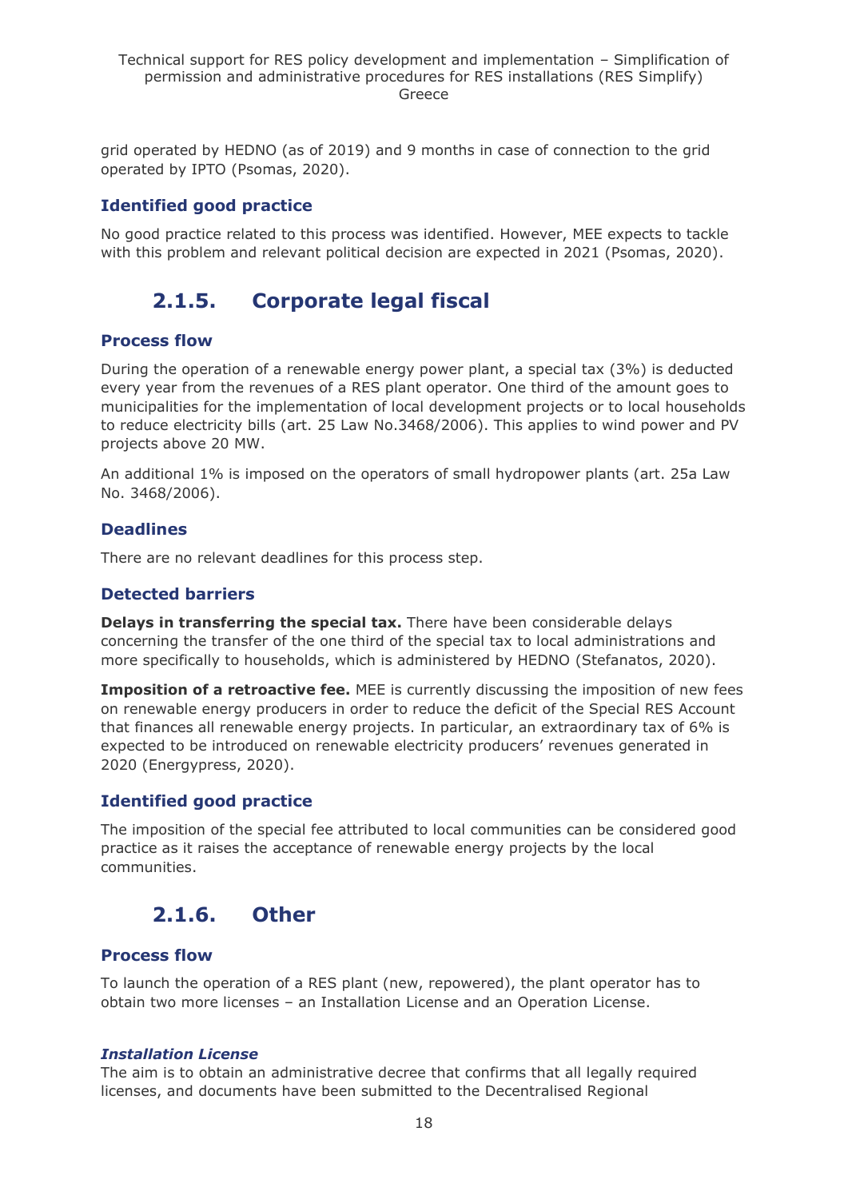grid operated by HEDNO (as of 2019) and 9 months in case of connection to the grid operated by IPTO (Psomas, 2020).

### Identified good practice

No good practice related to this process was identified. However, MEE expects to tackle with this problem and relevant political decision are expected in 2021 (Psomas, 2020).

## 2.1.5. Corporate legal fiscal

### Process flow

During the operation of a renewable energy power plant, a special tax (3%) is deducted every year from the revenues of a RES plant operator. One third of the amount goes to municipalities for the implementation of local development projects or to local households to reduce electricity bills (art. 25 Law No.3468/2006). This applies to wind power and PV projects above 20 MW.

An additional 1% is imposed on the operators of small hydropower plants (art. 25a Law No. 3468/2006).

### Deadlines

There are no relevant deadlines for this process step.

### Detected barriers

**Delays in transferring the special tax.** There have been considerable delays concerning the transfer of the one third of the special tax to local administrations and more specifically to households, which is administered by HEDNO (Stefanatos, 2020).

**Imposition of a retroactive fee.** MEE is currently discussing the imposition of new fees on renewable energy producers in order to reduce the deficit of the Special RES Account that finances all renewable energy projects. In particular, an extraordinary tax of 6% is expected to be introduced on renewable electricity producers' revenues generated in 2020 (Energypress, 2020).

### Identified good practice

The imposition of the special fee attributed to local communities can be considered good practice as it raises the acceptance of renewable energy projects by the local communities.

## 2.1.6. Other

### Process flow

To launch the operation of a RES plant (new, repowered), the plant operator has to obtain two more licenses – an Installation License and an Operation License.

#### *Installation License*

The aim is to obtain an administrative decree that confirms that all legally required licenses, and documents have been submitted to the Decentralised Regional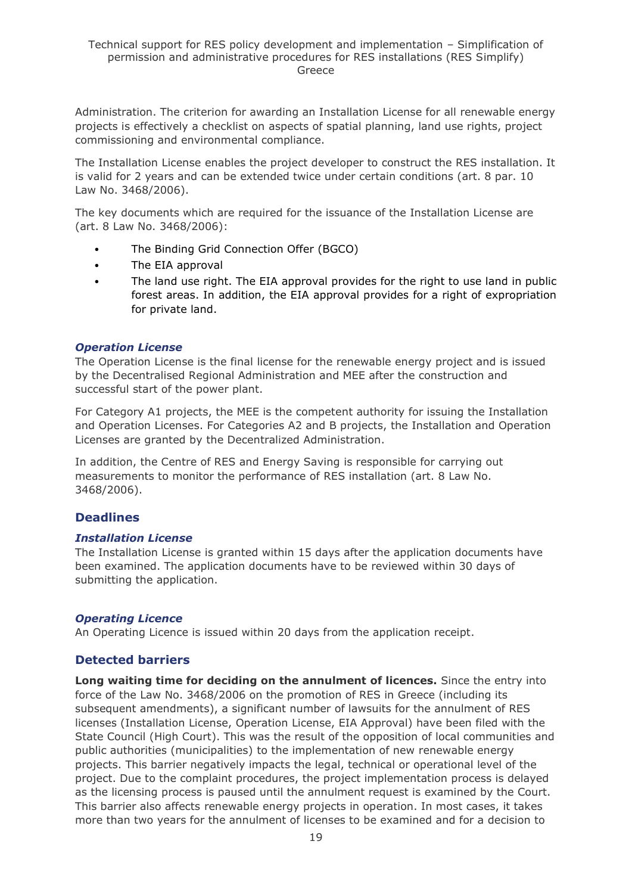Administration. The criterion for awarding an Installation License for all renewable energy projects is effectively a checklist on aspects of spatial planning, land use rights, project commissioning and environmental compliance.

The Installation License enables the project developer to construct the RES installation. It is valid for 2 years and can be extended twice under certain conditions (art. 8 par. 10 Law No. 3468/2006).

The key documents which are required for the issuance of the Installation License are (art. 8 Law No. 3468/2006):

- The Binding Grid Connection Offer (BGCO)
- The EIA approval
- The land use right. The EIA approval provides for the right to use land in public forest areas. In addition, the EIA approval provides for a right of expropriation for private land.

#### *Operation License*

The Operation License is the final license for the renewable energy project and is issued by the Decentralised Regional Administration and MEE after the construction and successful start of the power plant.

For Category A1 projects, the MEE is the competent authority for issuing the Installation and Operation Licenses. For Categories A2 and B projects, the Installation and Operation Licenses are granted by the Decentralized Administration.

In addition, the Centre of RES and Energy Saving is responsible for carrying out measurements to monitor the performance of RES installation (art. 8 Law No. 3468/2006).

### Deadlines

#### *Installation License*

The Installation License is granted within 15 days after the application documents have been examined. The application documents have to be reviewed within 30 days of submitting the application.

#### *Operating Licence*

An Operating Licence is issued within 20 days from the application receipt.

### Detected barriers

**Long waiting time for deciding on the annulment of licences.** Since the entry into force of the Law No. 3468/2006 on the promotion of RES in Greece (including its subsequent amendments), a significant number of lawsuits for the annulment of RES licenses (Installation License, Operation License, EIA Approval) have been filed with the State Council (High Court). This was the result of the opposition of local communities and public authorities (municipalities) to the implementation of new renewable energy projects. This barrier negatively impacts the legal, technical or operational level of the project. Due to the complaint procedures, the project implementation process is delayed as the licensing process is paused until the annulment request is examined by the Court. This barrier also affects renewable energy projects in operation. In most cases, it takes more than two years for the annulment of licenses to be examined and for a decision to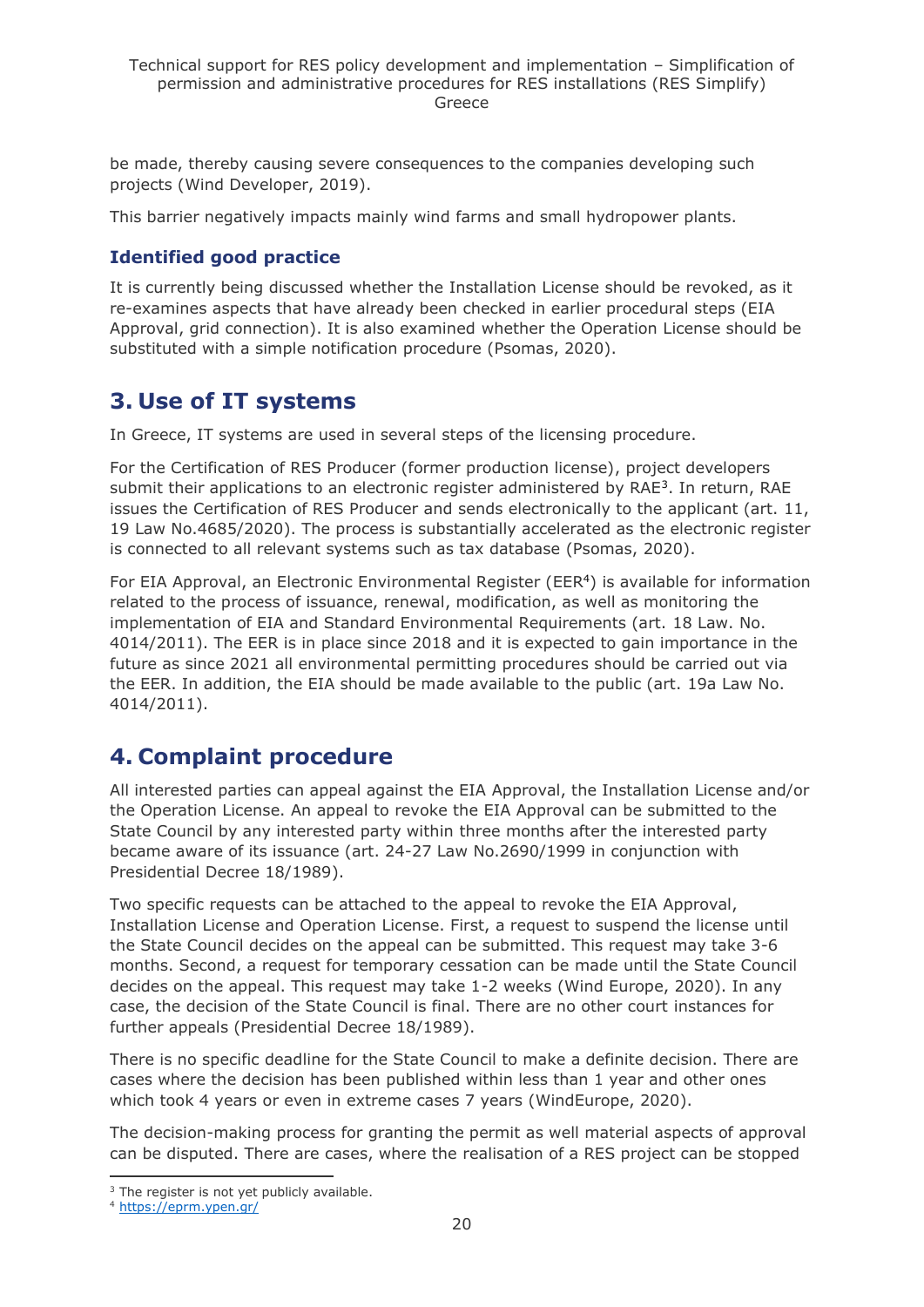be made, thereby causing severe consequences to the companies developing such projects (Wind Developer, 2019).

This barrier negatively impacts mainly wind farms and small hydropower plants.

### Identified good practice

It is currently being discussed whether the Installation License should be revoked, as it re-examines aspects that have already been checked in earlier procedural steps (EIA Approval, grid connection). It is also examined whether the Operation License should be substituted with a simple notification procedure (Psomas, 2020).

## 3. Use of IT systems

In Greece, IT systems are used in several steps of the licensing procedure.

For the Certification of RES Producer (former production license), project developers submit their applications to an electronic register administered by RAE[3]. In return, RAE issues the Certification of RES Producer and sends electronically to the applicant (art. 11, 19 Law No.4685/2020). The process is substantially accelerated as the electronic register is connected to all relevant systems such as tax database (Psomas, 2020).

For EIA Approval, an Electronic Environmental Register (EER[4]) is available for information related to the process of issuance, renewal, modification, as well as monitoring the implementation of EIA and Standard Environmental Requirements (art. 18 Law. No. 4014/2011). The EER is in place since 2018 and it is expected to gain importance in the future as since 2021 all environmental permitting procedures should be carried out via the EER. In addition, the EIA should be made available to the public (art. 19a Law No. 4014/2011).

## 4. Complaint procedure

All interested parties can appeal against the EIA Approval, the Installation License and/or the Operation License. An appeal to revoke the EIA Approval can be submitted to the State Council by any interested party within three months after the interested party became aware of its issuance (art. 24-27 Law No.2690/1999 in conjunction with Presidential Decree 18/1989).

Two specific requests can be attached to the appeal to revoke the EIA Approval, Installation License and Operation License. First, a request to suspend the license until the State Council decides on the appeal can be submitted. This request may take 3-6 months. Second, a request for temporary cessation can be made until the State Council decides on the appeal. This request may take 1-2 weeks (Wind Europe, 2020). In any case, the decision of the State Council is final. There are no other court instances for further appeals (Presidential Decree 18/1989).

There is no specific deadline for the State Council to make a definite decision. There are cases where the decision has been published within less than 1 year and other ones which took 4 years or even in extreme cases 7 years (WindEurope, 2020).

The decision-making process for granting the permit as well material aspects of approval can be disputed. There are cases, where the realisation of a RES project can be stopped

[3] The register is not yet publicly available.

[4] https://eprm.ypen.gr/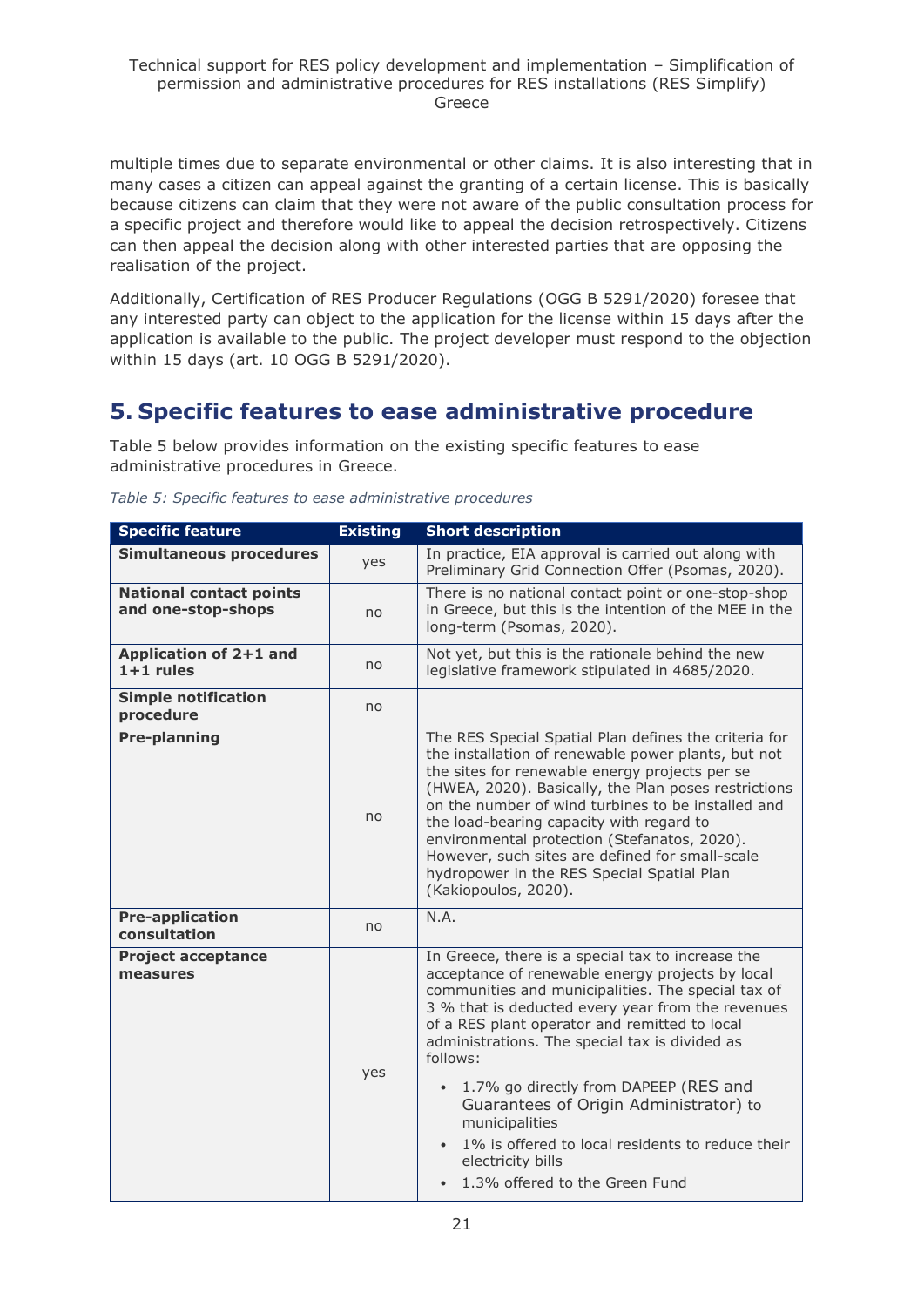multiple times due to separate environmental or other claims. It is also interesting that in many cases a citizen can appeal against the granting of a certain license. This is basically because citizens can claim that they were not aware of the public consultation process for a specific project and therefore would like to appeal the decision retrospectively. Citizens can then appeal the decision along with other interested parties that are opposing the realisation of the project.

Additionally, Certification of RES Producer Regulations (OGG B 5291/2020) foresee that any interested party can object to the application for the license within 15 days after the application is available to the public. The project developer must respond to the objection within 15 days (art. 10 OGG B 5291/2020).

# 5. Specific features to ease administrative procedure

Table 5 below provides information on the existing specific features to ease administrative procedures in Greece.

*Table 5: Specific features to ease administrative procedures*

| Specific feature | Existing | Short description |
|---|---|---|
| **Simultaneous procedures** | yes | In practice, EIA approval is carried out along with Preliminary Grid Connection Offer (Psomas, 2020). |
| **National contact points and one-stop-shops** | no | There is no national contact point or one-stop-shop in Greece, but this is the intention of the MEE in the long-term (Psomas, 2020). |
| **Application of 2+1 and 1+1 rules** | no | Not yet, but this is the rationale behind the new legislative framework stipulated in 4685/2020. |
| **Simple notification procedure** | no | |
| **Pre-planning** | no | The RES Special Spatial Plan defines the criteria for the installation of renewable power plants, but not the sites for renewable energy projects per se (HWEA, 2020). Basically, the Plan poses restrictions on the number of wind turbines to be installed and the load-bearing capacity with regard to environmental protection (Stefanatos, 2020). However, such sites are defined for small-scale hydropower in the RES Special Spatial Plan (Kakiopoulos, 2020). |
| **Pre-application consultation** | no | N.A. |
| **Project acceptance measures** | yes | In Greece, there is a special tax to increase the acceptance of renewable energy projects by local communities and municipalities. The special tax of 3 % that is deducted every year from the revenues of a RES plant operator and remitted to local administrations. The special tax is divided as follows:<br>• 1.7% go directly from DAPEEP (RES and Guarantees of Origin Administrator) to municipalities<br>• 1% is offered to local residents to reduce their electricity bills<br>• 1.3% offered to the Green Fund |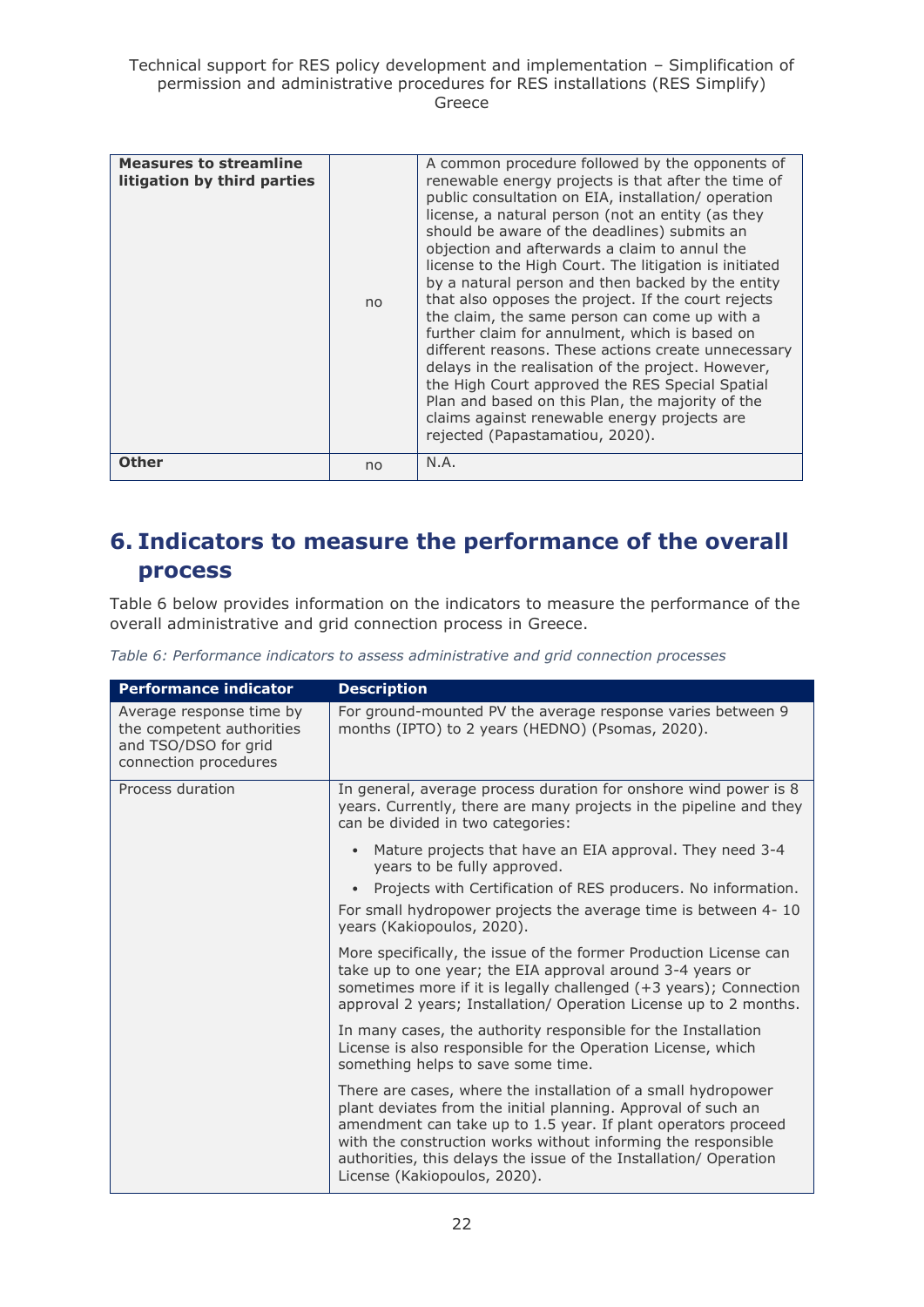| | | |
|---|---|---|
| **Measures to streamline litigation by third parties** | no | A common procedure followed by the opponents of renewable energy projects is that after the time of public consultation on EIA, installation/ operation license, a natural person (not an entity (as they should be aware of the deadlines) submits an objection and afterwards a claim to annul the license to the High Court. The litigation is initiated by a natural person and then backed by the entity that also opposes the project. If the court rejects the claim, the same person can come up with a further claim for annulment, which is based on different reasons. These actions create unnecessary delays in the realisation of the project. However, the High Court approved the RES Special Spatial Plan and based on this Plan, the majority of the claims against renewable energy projects are rejected (Papastamatiou, 2020). |
| **Other** | no | N.A. |

## 6. Indicators to measure the performance of the overall process

Table 6 below provides information on the indicators to measure the performance of the overall administrative and grid connection process in Greece.

*Table 6: Performance indicators to assess administrative and grid connection processes*

| Performance indicator | Description |
|---|---|
| Average response time by the competent authorities and TSO/DSO for grid connection procedures | For ground-mounted PV the average response varies between 9 months (IPTO) to 2 years (HEDNO) (Psomas, 2020). |
| Process duration | In general, average process duration for onshore wind power is 8 years. Currently, there are many projects in the pipeline and they can be divided in two categories:<br>• Mature projects that have an EIA approval. They need 3-4 years to be fully approved.<br>• Projects with Certification of RES producers. No information.<br>For small hydropower projects the average time is between 4- 10 years (Kakiopoulos, 2020).<br><br>More specifically, the issue of the former Production License can take up to one year; the EIA approval around 3-4 years or sometimes more if it is legally challenged (+3 years); Connection approval 2 years; Installation/ Operation License up to 2 months.<br><br>In many cases, the authority responsible for the Installation License is also responsible for the Operation License, which something helps to save some time.<br><br>There are cases, where the installation of a small hydropower plant deviates from the initial planning. Approval of such an amendment can take up to 1.5 year. If plant operators proceed with the construction works without informing the responsible authorities, this delays the issue of the Installation/ Operation License (Kakiopoulos, 2020). |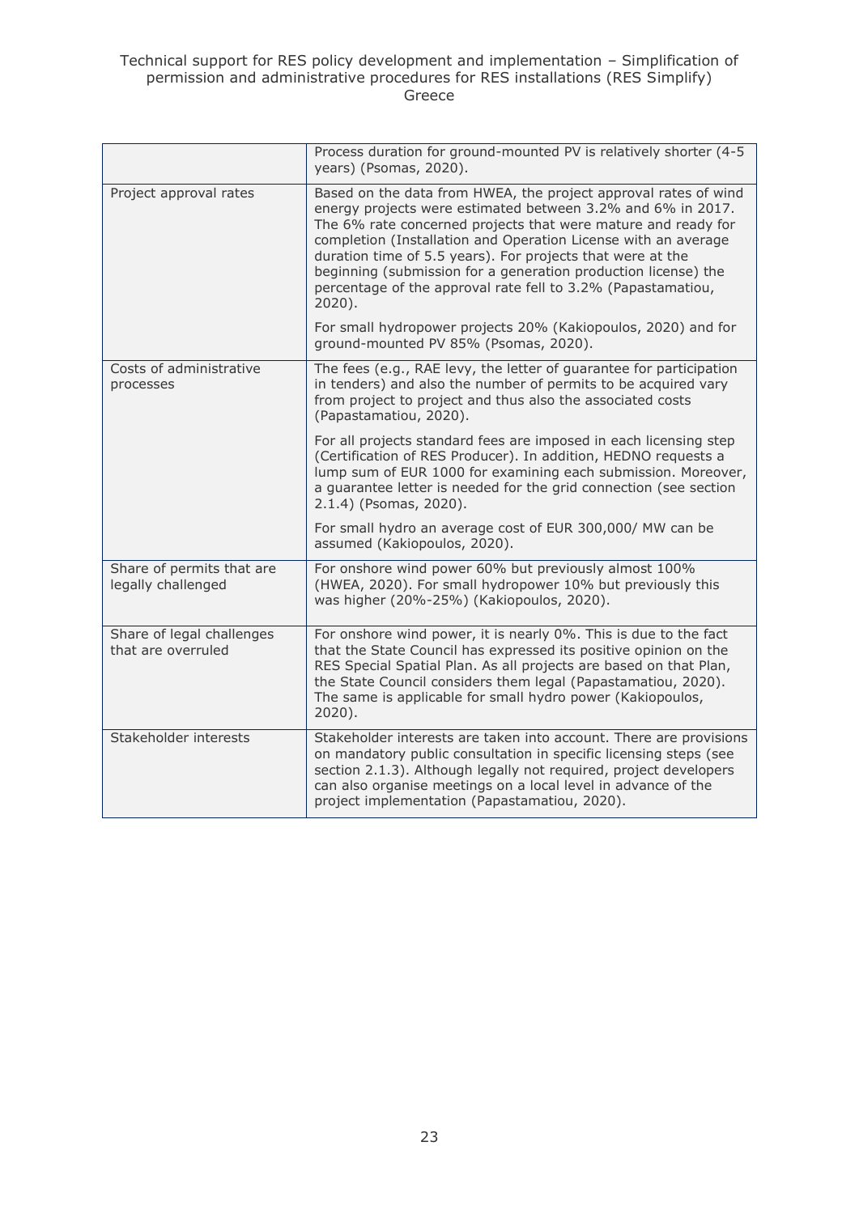| | |
|---|---|
| | Process duration for ground-mounted PV is relatively shorter (4-5 years) (Psomas, 2020). |
| Project approval rates | Based on the data from HWEA, the project approval rates of wind energy projects were estimated between 3.2% and 6% in 2017. The 6% rate concerned projects that were mature and ready for completion (Installation and Operation License with an average duration time of 5.5 years). For projects that were at the beginning (submission for a generation production license) the percentage of the approval rate fell to 3.2% (Papastamatiou, 2020).<br><br>For small hydropower projects 20% (Kakiopoulos, 2020) and for ground-mounted PV 85% (Psomas, 2020). |
| Costs of administrative processes | The fees (e.g., RAE levy, the letter of guarantee for participation in tenders) and also the number of permits to be acquired vary from project to project and thus also the associated costs (Papastamatiou, 2020).<br><br>For all projects standard fees are imposed in each licensing step (Certification of RES Producer). In addition, HEDNO requests a lump sum of EUR 1000 for examining each submission. Moreover, a guarantee letter is needed for the grid connection (see section 2.1.4) (Psomas, 2020).<br><br>For small hydro an average cost of EUR 300,000/ MW can be assumed (Kakiopoulos, 2020). |
| Share of permits that are legally challenged | For onshore wind power 60% but previously almost 100% (HWEA, 2020). For small hydropower 10% but previously this was higher (20%-25%) (Kakiopoulos, 2020). |
| Share of legal challenges that are overruled | For onshore wind power, it is nearly 0%. This is due to the fact that the State Council has expressed its positive opinion on the RES Special Spatial Plan. As all projects are based on that Plan, the State Council considers them legal (Papastamatiou, 2020). The same is applicable for small hydro power (Kakiopoulos, 2020). |
| Stakeholder interests | Stakeholder interests are taken into account. There are provisions on mandatory public consultation in specific licensing steps (see section 2.1.3). Although legally not required, project developers can also organise meetings on a local level in advance of the project implementation (Papastamatiou, 2020). |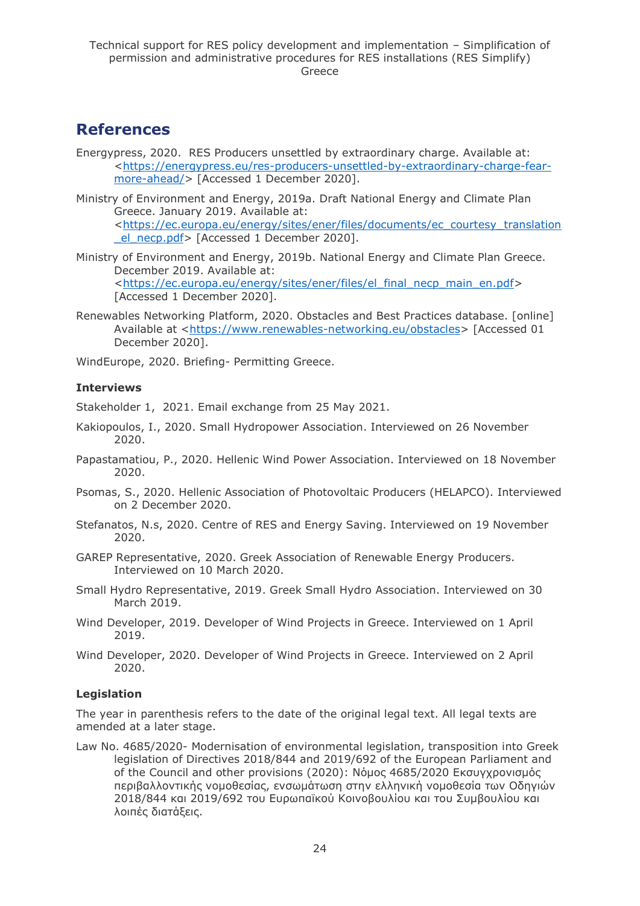# References

Energypress, 2020. RES Producers unsettled by extraordinary charge. Available at: <https://energypress.eu/res-producers-unsettled-by-extraordinary-charge-fear-more-ahead/> [Accessed 1 December 2020].

Ministry of Environment and Energy, 2019a. Draft National Energy and Climate Plan Greece. January 2019. Available at: <https://ec.europa.eu/energy/sites/ener/files/documents/ec_courtesy_translation_el_necp.pdf> [Accessed 1 December 2020].

Ministry of Environment and Energy, 2019b. National Energy and Climate Plan Greece. December 2019. Available at: <https://ec.europa.eu/energy/sites/ener/files/el_final_necp_main_en.pdf> [Accessed 1 December 2020].

Renewables Networking Platform, 2020. Obstacles and Best Practices database. [online] Available at <https://www.renewables-networking.eu/obstacles> [Accessed 01 December 2020].

WindEurope, 2020. Briefing- Permitting Greece.

### Interviews

Stakeholder 1, 2021. Email exchange from 25 May 2021.

Kakiopoulos, I., 2020. Small Hydropower Association. Interviewed on 26 November 2020.

Papastamatiou, P., 2020. Hellenic Wind Power Association. Interviewed on 18 November 2020.

Psomas, S., 2020. Hellenic Association of Photovoltaic Producers (HELAPCO). Interviewed on 2 December 2020.

Stefanatos, N.s, 2020. Centre of RES and Energy Saving. Interviewed on 19 November 2020.

GAREP Representative, 2020. Greek Association of Renewable Energy Producers. Interviewed on 10 March 2020.

Small Hydro Representative, 2019. Greek Small Hydro Association. Interviewed on 30 March 2019.

Wind Developer, 2019. Developer of Wind Projects in Greece. Interviewed on 1 April 2019.

Wind Developer, 2020. Developer of Wind Projects in Greece. Interviewed on 2 April 2020.

### Legislation

The year in parenthesis refers to the date of the original legal text. All legal texts are amended at a later stage.

Law No. 4685/2020- Modernisation of environmental legislation, transposition into Greek legislation of Directives 2018/844 and 2019/692 of the European Parliament and of the Council and other provisions (2020): Νόμος 4685/2020 Εκσυγχρονισμός περιβαλλοντικής νομοθεσίας, ενσωμάτωση στην ελληνική νομοθεσία των Οδηγιών 2018/844 και 2019/692 του Ευρωπαϊκού Κοινοβουλίου και του Συμβουλίου και λοιπές διατάξεις.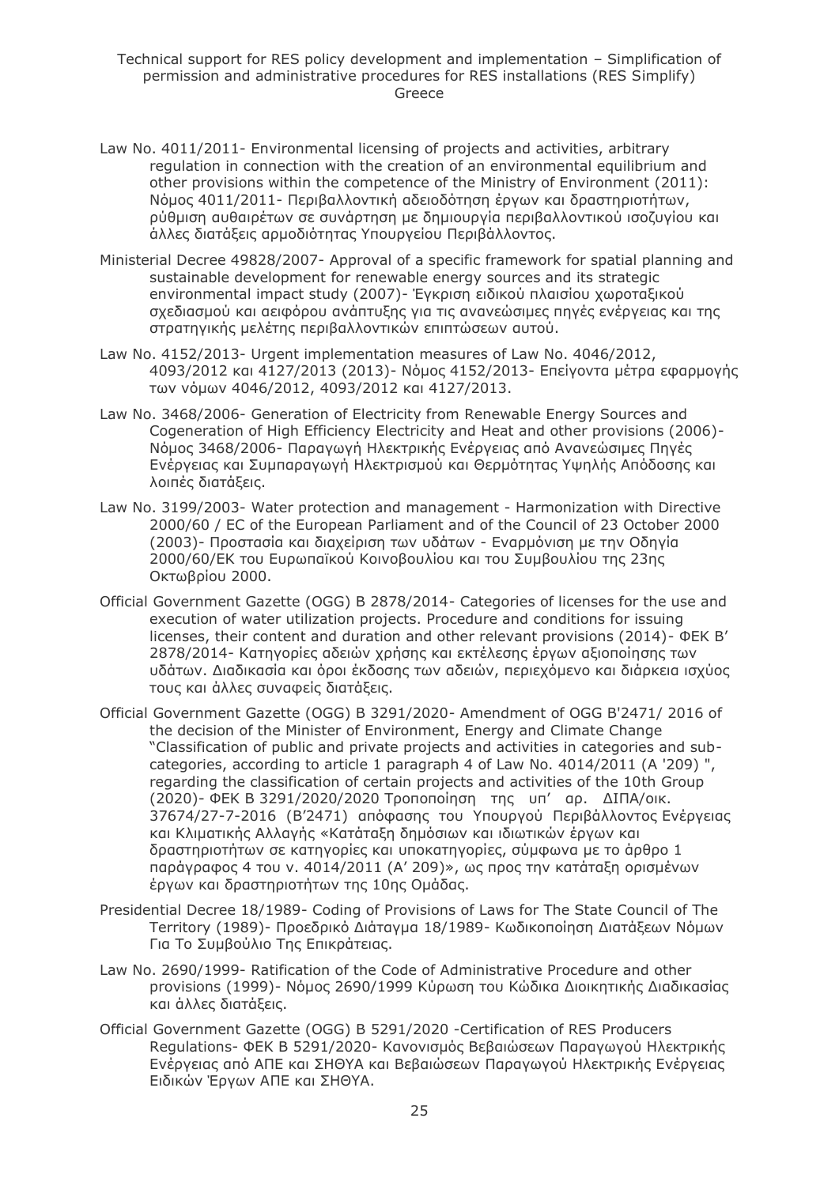Law No. 4011/2011- Environmental licensing of projects and activities, arbitrary regulation in connection with the creation of an environmental equilibrium and other provisions within the competence of the Ministry of Environment (2011): Νόμος 4011/2011- Περιβαλλοντική αδειοδότηση έργων και δραστηριοτήτων, ρύθμιση αυθαιρέτων σε συνάρτηση με δημιουργία περιβαλλοντικού ισοζυγίου και άλλες διατάξεις αρμοδιότητας Υπουργείου Περιβάλλοντος.

Ministerial Decree 49828/2007- Approval of a specific framework for spatial planning and sustainable development for renewable energy sources and its strategic environmental impact study (2007)- Έγκριση ειδικού πλαισίου χωροταξικού σχεδιασμού και αειφόρου ανάπτυξης για τις ανανεώσιμες πηγές ενέργειας και της στρατηγικής μελέτης περιβαλλοντικών επιπτώσεων αυτού.

Law No. 4152/2013- Urgent implementation measures of Law No. 4046/2012, 4093/2012 και 4127/2013 (2013)- Νόμος 4152/2013- Επείγοντα μέτρα εφαρμογής των νόμων 4046/2012, 4093/2012 και 4127/2013.

Law No. 3468/2006- Generation of Electricity from Renewable Energy Sources and Cogeneration of High Efficiency Electricity and Heat and other provisions (2006)- Νόμος 3468/2006- Παραγωγή Ηλεκτρικής Ενέργειας από Ανανεώσιμες Πηγές Ενέργειας και Συμπαραγωγή Ηλεκτρισμού και Θερμότητας Υψηλής Απόδοσης και λοιπές διατάξεις.

Law No. 3199/2003- Water protection and management - Harmonization with Directive 2000/60 / EC of the European Parliament and of the Council of 23 October 2000 (2003)- Προστασία και διαχείριση των υδάτων - Εναρμόνιση με την Οδηγία 2000/60/ΕΚ του Ευρωπαϊκού Κοινοβουλίου και του Συμβουλίου της 23ης Οκτωβρίου 2000.

Official Government Gazette (OGG) B 2878/2014- Categories of licenses for the use and execution of water utilization projects. Procedure and conditions for issuing licenses, their content and duration and other relevant provisions (2014)- ΦΕΚ Β' 2878/2014- Κατηγορίες αδειών χρήσης και εκτέλεσης έργων αξιοποίησης των υδάτων. Διαδικασία και όροι έκδοσης των αδειών, περιεχόμενο και διάρκεια ισχύος τους και άλλες συναφείς διατάξεις.

Official Government Gazette (OGG) B 3291/2020- Amendment of OGG B'2471/ 2016 of the decision of the Minister of Environment, Energy and Climate Change "Classification of public and private projects and activities in categories and sub-categories, according to article 1 paragraph 4 of Law No. 4014/2011 (A '209) ", regarding the classification of certain projects and activities of the 10th Group (2020)- ΦΕΚ Β 3291/2020/2020 Τροποποίηση της υπ' αρ. ΔΙΠΑ/οικ. 37674/27-7-2016 (Β'2471) απόφασης του Υπουργού Περιβάλλοντος Ενέργειας και Κλιματικής Αλλαγής «Κατάταξη δημόσιων και ιδιωτικών έργων και δραστηριοτήτων σε κατηγορίες και υποκατηγορίες, σύμφωνα με το άρθρο 1 παράγραφος 4 του ν. 4014/2011 (Α' 209)», ως προς την κατάταξη ορισμένων έργων και δραστηριοτήτων της 10ης Ομάδας.

Presidential Decree 18/1989- Coding of Provisions of Laws for The State Council of The Territory (1989)- Προεδρικό Διάταγμα 18/1989- Κωδικοποίηση Διατάξεων Νόμων Για Το Συμβούλιο Της Επικράτειας.

Law No. 2690/1999- Ratification of the Code of Administrative Procedure and other provisions (1999)- Νόμος 2690/1999 Κύρωση του Κώδικα Διοικητικής Διαδικασίας και άλλες διατάξεις.

Official Government Gazette (OGG) B 5291/2020 -Certification of RES Producers Regulations- ΦΕΚ Β 5291/2020- Κανονισμός Βεβαιώσεων Παραγωγού Ηλεκτρικής Ενέργειας από ΑΠΕ και ΣΗΘΥΑ και Βεβαιώσεων Παραγωγού Ηλεκτρικής Ενέργειας Ειδικών Έργων ΑΠΕ και ΣΗΘΥΑ.